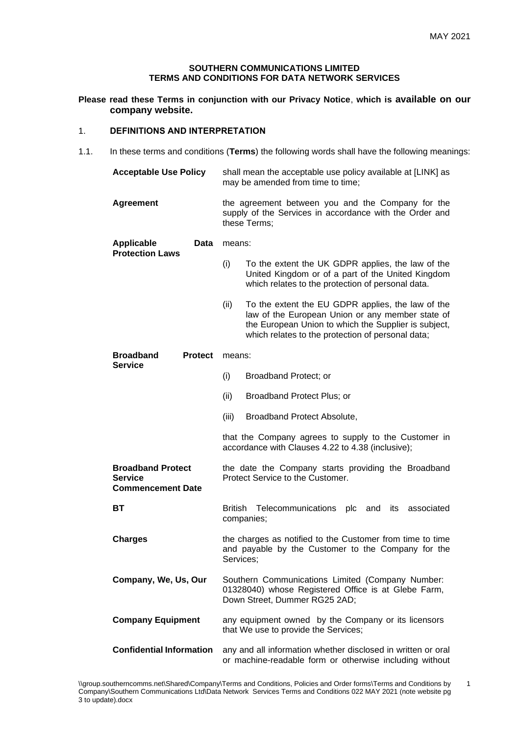**SOUTHERN COMMUNICATIONS LIMITED**
**TERMS AND CONDITIONS FOR DATA NETWORK SERVICES**

**Please read these Terms in conjunction with our Privacy Notice, which is available on our company website.**

## 1. DEFINITIONS AND INTERPRETATION

1.1. In these terms and conditions (**Terms**) the following words shall have the following meanings:

| | |
|---|---|
| **Acceptable Use Policy** | shall mean the acceptable use policy available at [LINK] as may be amended from time to time; |
| **Agreement** | the agreement between you and the Company for the supply of the Services in accordance with the Order and these Terms; |
| **Applicable Data Protection Laws** | means: (i) To the extent the UK GDPR applies, the law of the United Kingdom or of a part of the United Kingdom which relates to the protection of personal data. (ii) To the extent the EU GDPR applies, the law of the law of the European Union or any member state of the European Union to which the Supplier is subject, which relates to the protection of personal data; |
| **Broadband Protect Service** | means: (i) Broadband Protect; or (ii) Broadband Protect Plus; or (iii) Broadband Protect Absolute, that the Company agrees to supply to the Customer in accordance with Clauses 4.22 to 4.38 (inclusive); |
| **Broadband Protect Service Commencement Date** | the date the Company starts providing the Broadband Protect Service to the Customer. |
| **BT** | British Telecommunications plc and its associated companies; |
| **Charges** | the charges as notified to the Customer from time to time and payable by the Customer to the Company for the Services; |
| **Company, We, Us, Our** | Southern Communications Limited (Company Number: 01328040) whose Registered Office is at Glebe Farm, Down Street, Dummer RG25 2AD; |
| **Company Equipment** | any equipment owned by the Company or its licensors that We use to provide the Services; |
| **Confidential Information** | any and all information whether disclosed in written or oral or machine-readable form or otherwise including without |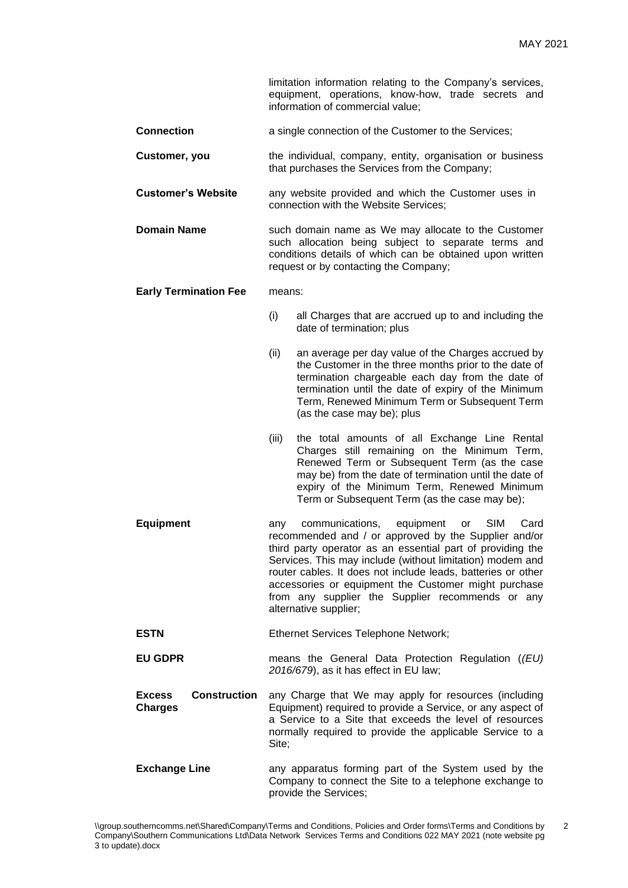limitation information relating to the Company's services, equipment, operations, know-how, trade secrets and information of commercial value;

**Connection** a single connection of the Customer to the Services;

**Customer, you** the individual, company, entity, organisation or business that purchases the Services from the Company;

**Customer's Website** any website provided and which the Customer uses in connection with the Website Services;

**Domain Name** such domain name as We may allocate to the Customer such allocation being subject to separate terms and conditions details of which can be obtained upon written request or by contacting the Company;

**Early Termination Fee** means:

(i) all Charges that are accrued up to and including the date of termination; plus

(ii) an average per day value of the Charges accrued by the Customer in the three months prior to the date of termination chargeable each day from the date of termination until the date of expiry of the Minimum Term, Renewed Minimum Term or Subsequent Term (as the case may be); plus

(iii) the total amounts of all Exchange Line Rental Charges still remaining on the Minimum Term, Renewed Term or Subsequent Term (as the case may be) from the date of termination until the date of expiry of the Minimum Term, Renewed Minimum Term or Subsequent Term (as the case may be);

**Equipment** any communications, equipment or SIM Card recommended and / or approved by the Supplier and/or third party operator as an essential part of providing the Services. This may include (without limitation) modem and router cables. It does not include leads, batteries or other accessories or equipment the Customer might purchase from any supplier the Supplier recommends or any alternative supplier;

**ESTN** Ethernet Services Telephone Network;

**EU GDPR** means the General Data Protection Regulation (*(EU) 2016/679*), as it has effect in EU law;

**Excess Construction Charges** any Charge that We may apply for resources (including Equipment) required to provide a Service, or any aspect of a Service to a Site that exceeds the level of resources normally required to provide the applicable Service to a Site;

**Exchange Line** any apparatus forming part of the System used by the Company to connect the Site to a telephone exchange to provide the Services;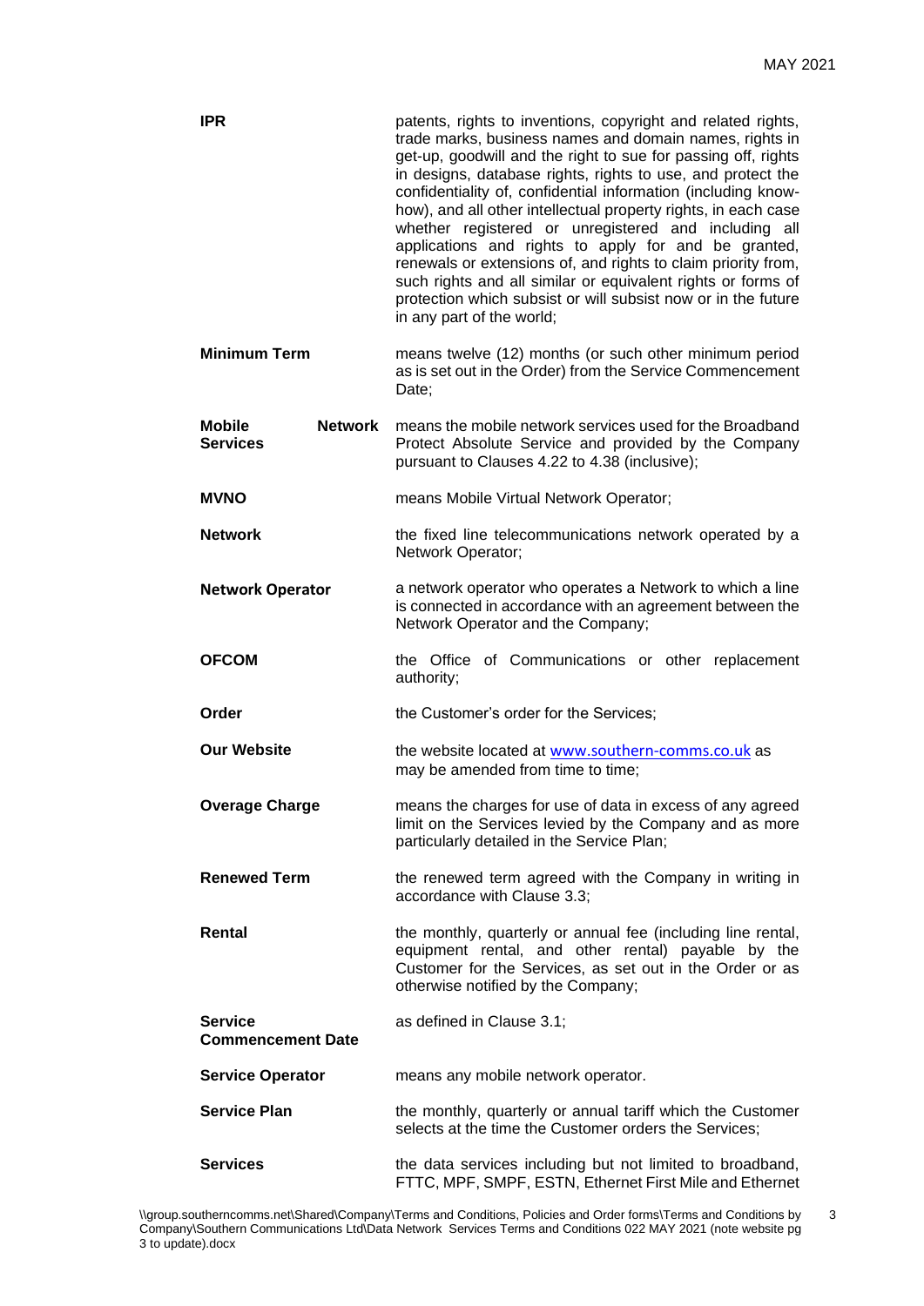| | |
|---|---|
| **IPR** | patents, rights to inventions, copyright and related rights, trade marks, business names and domain names, rights in get-up, goodwill and the right to sue for passing off, rights in designs, database rights, rights to use, and protect the confidentiality of, confidential information (including know-how), and all other intellectual property rights, in each case whether registered or unregistered and including all applications and rights to apply for and be granted, renewals or extensions of, and rights to claim priority from, such rights and all similar or equivalent rights or forms of protection which subsist or will subsist now or in the future in any part of the world; |
| **Minimum Term** | means twelve (12) months (or such other minimum period as is set out in the Order) from the Service Commencement Date; |
| **Mobile Network Services** | means the mobile network services used for the Broadband Protect Absolute Service and provided by the Company pursuant to Clauses 4.22 to 4.38 (inclusive); |
| **MVNO** | means Mobile Virtual Network Operator; |
| **Network** | the fixed line telecommunications network operated by a Network Operator; |
| **Network Operator** | a network operator who operates a Network to which a line is connected in accordance with an agreement between the Network Operator and the Company; |
| **OFCOM** | the Office of Communications or other replacement authority; |
| **Order** | the Customer's order for the Services; |
| **Our Website** | the website located at www.southern-comms.co.uk as may be amended from time to time; |
| **Overage Charge** | means the charges for use of data in excess of any agreed limit on the Services levied by the Company and as more particularly detailed in the Service Plan; |
| **Renewed Term** | the renewed term agreed with the Company in writing in accordance with Clause 3.3; |
| **Rental** | the monthly, quarterly or annual fee (including line rental, equipment rental, and other rental) payable by the Customer for the Services, as set out in the Order or as otherwise notified by the Company; |
| **Service Commencement Date** | as defined in Clause 3.1; |
| **Service Operator** | means any mobile network operator. |
| **Service Plan** | the monthly, quarterly or annual tariff which the Customer selects at the time the Customer orders the Services; |
| **Services** | the data services including but not limited to broadband, FTTC, MPF, SMPF, ESTN, Ethernet First Mile and Ethernet |

\\group.southerncomms.net\Shared\Company\Terms and Conditions, Policies and Order forms\Terms and Conditions by Company\Southern Communications Ltd\Data Network Services Terms and Conditions 022 MAY 2021 (note website pg 3 to update).docx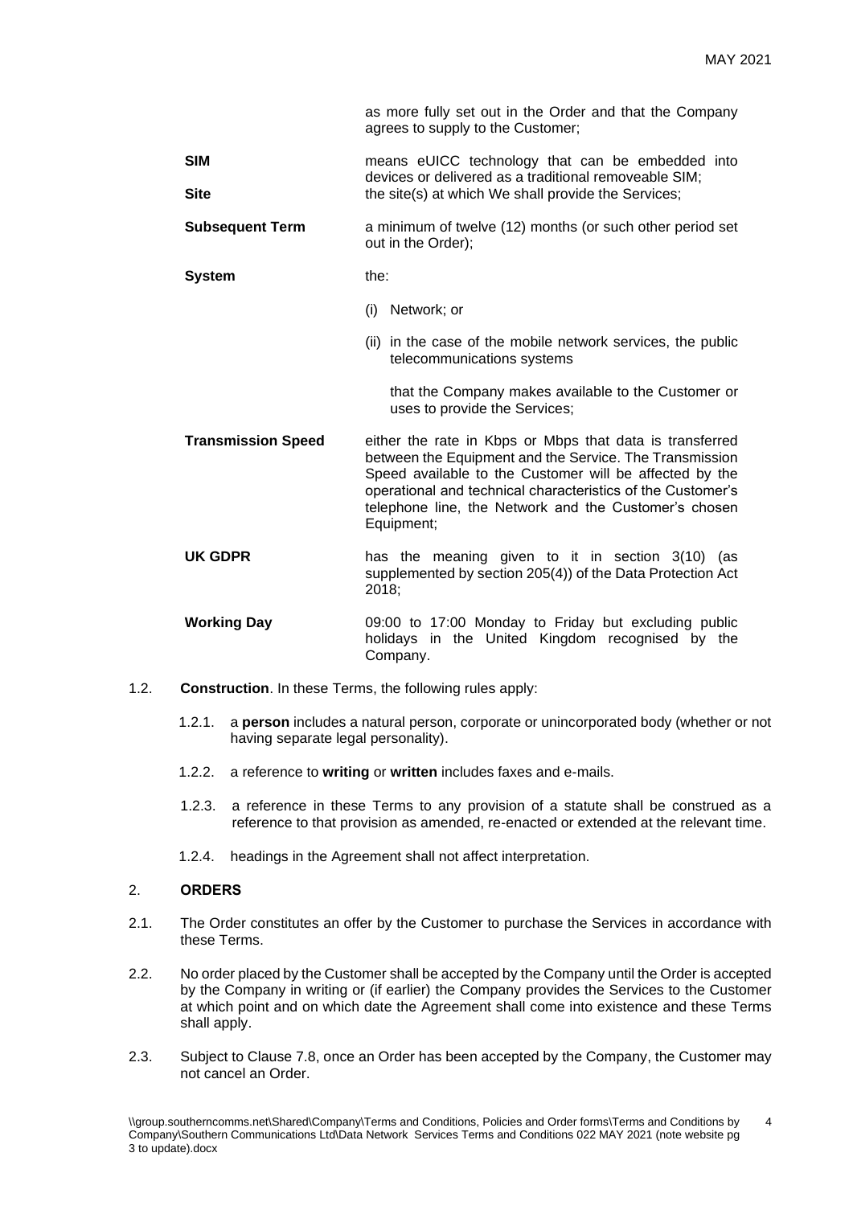| | |
|---|---|
| | as more fully set out in the Order and that the Company agrees to supply to the Customer; |
| **SIM** | means eUICC technology that can be embedded into devices or delivered as a traditional removeable SIM; |
| **Site** | the site(s) at which We shall provide the Services; |
| **Subsequent Term** | a minimum of twelve (12) months (or such other period set out in the Order); |
| **System** | the:<br>(i) Network; or<br>(ii) in the case of the mobile network services, the public telecommunications systems<br>that the Company makes available to the Customer or uses to provide the Services; |
| **Transmission Speed** | either the rate in Kbps or Mbps that data is transferred between the Equipment and the Service. The Transmission Speed available to the Customer will be affected by the operational and technical characteristics of the Customer's telephone line, the Network and the Customer's chosen Equipment; |
| **UK GDPR** | has the meaning given to it in section 3(10) (as supplemented by section 205(4)) of the Data Protection Act 2018; |
| **Working Day** | 09:00 to 17:00 Monday to Friday but excluding public holidays in the United Kingdom recognised by the Company. |

1.2. **Construction**. In these Terms, the following rules apply:

1.2.1. a **person** includes a natural person, corporate or unincorporated body (whether or not having separate legal personality).

1.2.2. a reference to **writing** or **written** includes faxes and e-mails.

1.2.3. a reference in these Terms to any provision of a statute shall be construed as a reference to that provision as amended, re-enacted or extended at the relevant time.

1.2.4. headings in the Agreement shall not affect interpretation.

## 2. ORDERS

2.1. The Order constitutes an offer by the Customer to purchase the Services in accordance with these Terms.

2.2. No order placed by the Customer shall be accepted by the Company until the Order is accepted by the Company in writing or (if earlier) the Company provides the Services to the Customer at which point and on which date the Agreement shall come into existence and these Terms shall apply.

2.3. Subject to Clause 7.8, once an Order has been accepted by the Company, the Customer may not cancel an Order.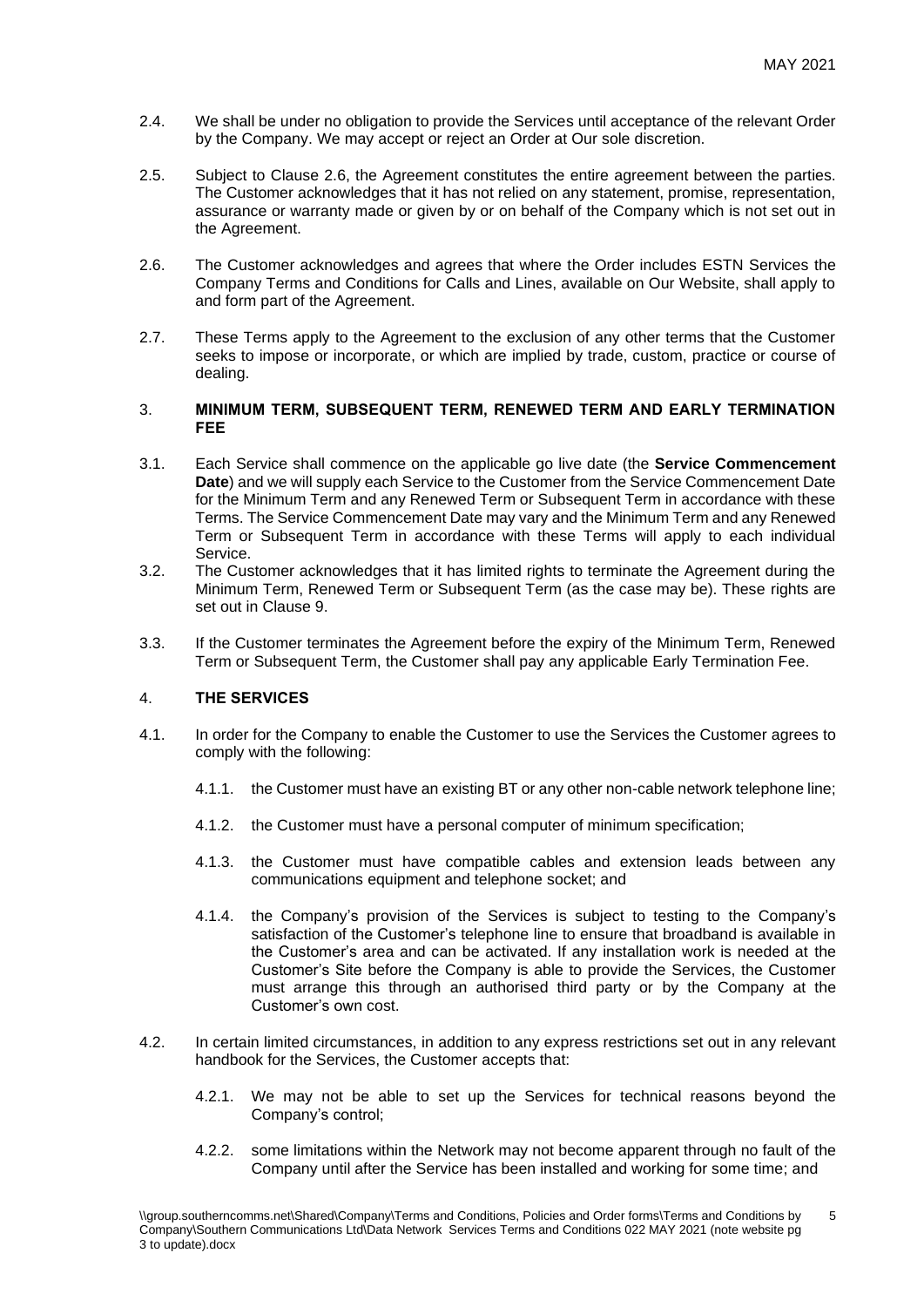2.4. We shall be under no obligation to provide the Services until acceptance of the relevant Order by the Company. We may accept or reject an Order at Our sole discretion.

2.5. Subject to Clause 2.6, the Agreement constitutes the entire agreement between the parties. The Customer acknowledges that it has not relied on any statement, promise, representation, assurance or warranty made or given by or on behalf of the Company which is not set out in the Agreement.

2.6. The Customer acknowledges and agrees that where the Order includes ESTN Services the Company Terms and Conditions for Calls and Lines, available on Our Website, shall apply to and form part of the Agreement.

2.7. These Terms apply to the Agreement to the exclusion of any other terms that the Customer seeks to impose or incorporate, or which are implied by trade, custom, practice or course of dealing.

## 3. MINIMUM TERM, SUBSEQUENT TERM, RENEWED TERM AND EARLY TERMINATION FEE

3.1. Each Service shall commence on the applicable go live date (the **Service Commencement Date**) and we will supply each Service to the Customer from the Service Commencement Date for the Minimum Term and any Renewed Term or Subsequent Term in accordance with these Terms. The Service Commencement Date may vary and the Minimum Term and any Renewed Term or Subsequent Term in accordance with these Terms will apply to each individual Service.

3.2. The Customer acknowledges that it has limited rights to terminate the Agreement during the Minimum Term, Renewed Term or Subsequent Term (as the case may be). These rights are set out in Clause 9.

3.3. If the Customer terminates the Agreement before the expiry of the Minimum Term, Renewed Term or Subsequent Term, the Customer shall pay any applicable Early Termination Fee.

## 4. THE SERVICES

4.1. In order for the Company to enable the Customer to use the Services the Customer agrees to comply with the following:

4.1.1. the Customer must have an existing BT or any other non-cable network telephone line;

4.1.2. the Customer must have a personal computer of minimum specification;

4.1.3. the Customer must have compatible cables and extension leads between any communications equipment and telephone socket; and

4.1.4. the Company's provision of the Services is subject to testing to the Company's satisfaction of the Customer's telephone line to ensure that broadband is available in the Customer's area and can be activated. If any installation work is needed at the Customer's Site before the Company is able to provide the Services, the Customer must arrange this through an authorised third party or by the Company at the Customer's own cost.

4.2. In certain limited circumstances, in addition to any express restrictions set out in any relevant handbook for the Services, the Customer accepts that:

4.2.1. We may not be able to set up the Services for technical reasons beyond the Company's control;

4.2.2. some limitations within the Network may not become apparent through no fault of the Company until after the Service has been installed and working for some time; and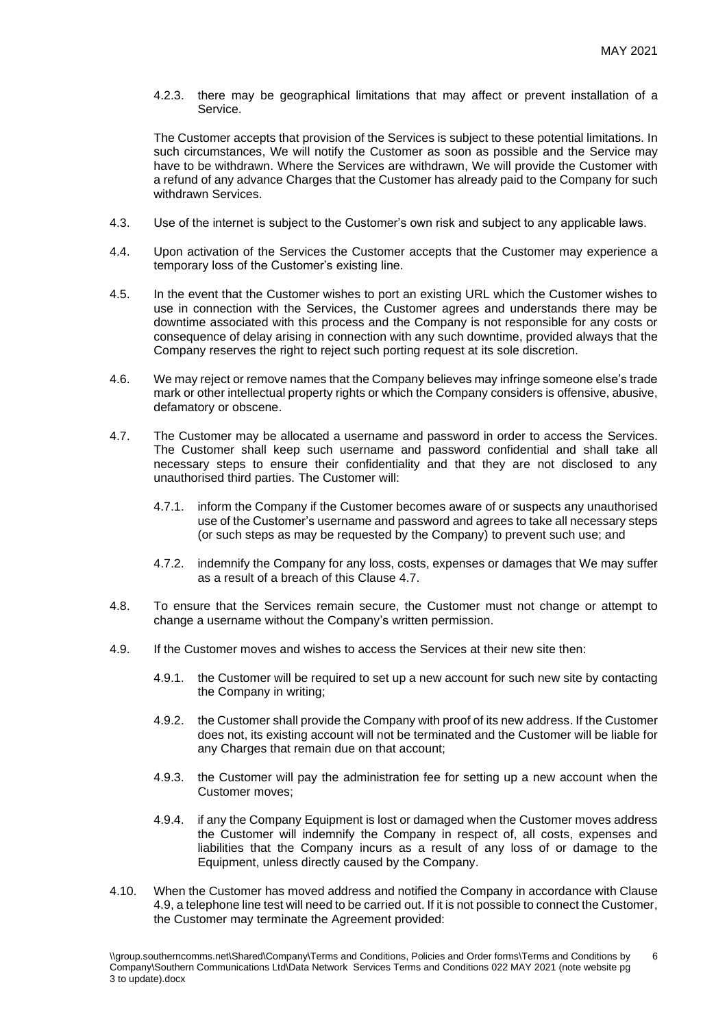4.2.3. there may be geographical limitations that may affect or prevent installation of a Service.

The Customer accepts that provision of the Services is subject to these potential limitations. In such circumstances, We will notify the Customer as soon as possible and the Service may have to be withdrawn. Where the Services are withdrawn, We will provide the Customer with a refund of any advance Charges that the Customer has already paid to the Company for such withdrawn Services.

4.3. Use of the internet is subject to the Customer's own risk and subject to any applicable laws.

4.4. Upon activation of the Services the Customer accepts that the Customer may experience a temporary loss of the Customer's existing line.

4.5. In the event that the Customer wishes to port an existing URL which the Customer wishes to use in connection with the Services, the Customer agrees and understands there may be downtime associated with this process and the Company is not responsible for any costs or consequence of delay arising in connection with any such downtime, provided always that the Company reserves the right to reject such porting request at its sole discretion.

4.6. We may reject or remove names that the Company believes may infringe someone else's trade mark or other intellectual property rights or which the Company considers is offensive, abusive, defamatory or obscene.

4.7. The Customer may be allocated a username and password in order to access the Services. The Customer shall keep such username and password confidential and shall take all necessary steps to ensure their confidentiality and that they are not disclosed to any unauthorised third parties. The Customer will:

4.7.1. inform the Company if the Customer becomes aware of or suspects any unauthorised use of the Customer's username and password and agrees to take all necessary steps (or such steps as may be requested by the Company) to prevent such use; and

4.7.2. indemnify the Company for any loss, costs, expenses or damages that We may suffer as a result of a breach of this Clause 4.7.

4.8. To ensure that the Services remain secure, the Customer must not change or attempt to change a username without the Company's written permission.

4.9. If the Customer moves and wishes to access the Services at their new site then:

4.9.1. the Customer will be required to set up a new account for such new site by contacting the Company in writing;

4.9.2. the Customer shall provide the Company with proof of its new address. If the Customer does not, its existing account will not be terminated and the Customer will be liable for any Charges that remain due on that account;

4.9.3. the Customer will pay the administration fee for setting up a new account when the Customer moves;

4.9.4. if any the Company Equipment is lost or damaged when the Customer moves address the Customer will indemnify the Company in respect of, all costs, expenses and liabilities that the Company incurs as a result of any loss of or damage to the Equipment, unless directly caused by the Company.

4.10. When the Customer has moved address and notified the Company in accordance with Clause 4.9, a telephone line test will need to be carried out. If it is not possible to connect the Customer, the Customer may terminate the Agreement provided: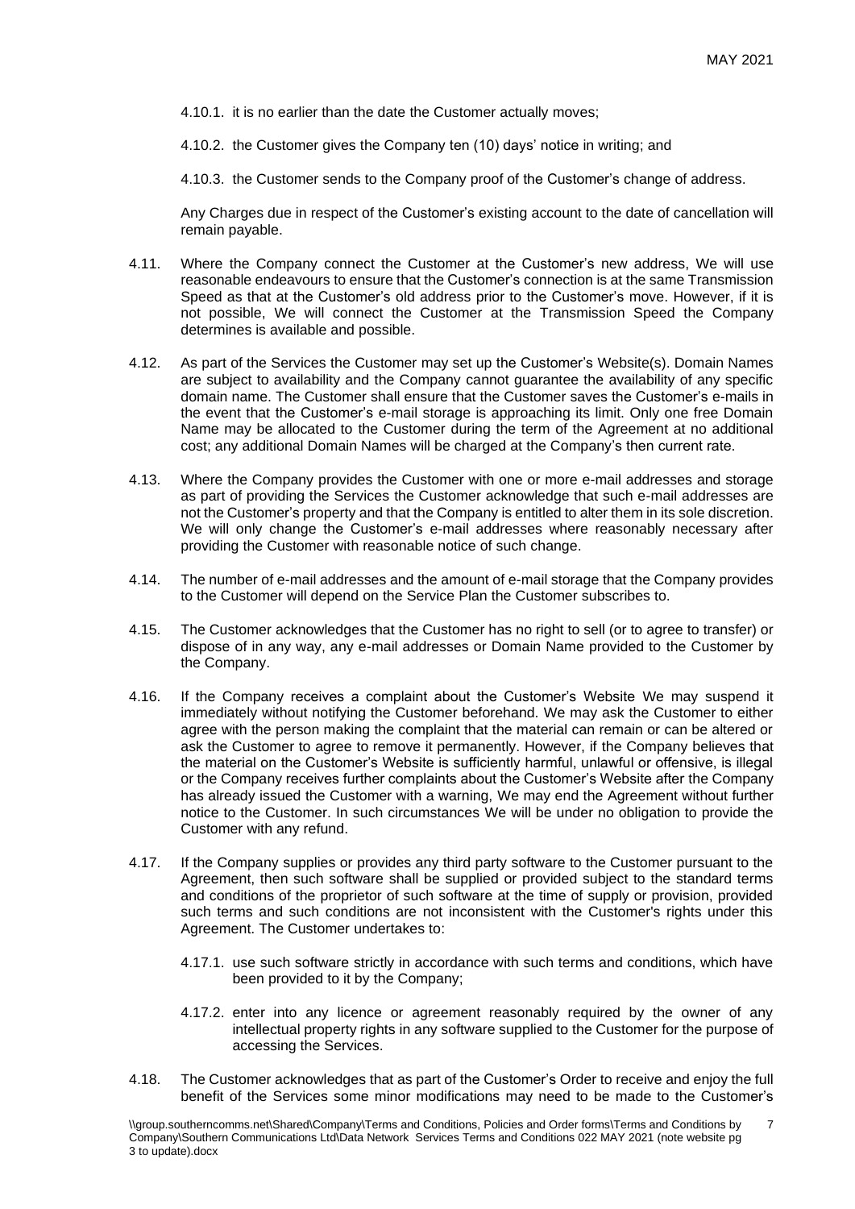4.10.1. it is no earlier than the date the Customer actually moves;

4.10.2. the Customer gives the Company ten (10) days' notice in writing; and

4.10.3. the Customer sends to the Company proof of the Customer's change of address.

Any Charges due in respect of the Customer's existing account to the date of cancellation will remain payable.

4.11. Where the Company connect the Customer at the Customer's new address, We will use reasonable endeavours to ensure that the Customer's connection is at the same Transmission Speed as that at the Customer's old address prior to the Customer's move. However, if it is not possible, We will connect the Customer at the Transmission Speed the Company determines is available and possible.

4.12. As part of the Services the Customer may set up the Customer's Website(s). Domain Names are subject to availability and the Company cannot guarantee the availability of any specific domain name. The Customer shall ensure that the Customer saves the Customer's e-mails in the event that the Customer's e-mail storage is approaching its limit. Only one free Domain Name may be allocated to the Customer during the term of the Agreement at no additional cost; any additional Domain Names will be charged at the Company's then current rate.

4.13. Where the Company provides the Customer with one or more e-mail addresses and storage as part of providing the Services the Customer acknowledge that such e-mail addresses are not the Customer's property and that the Company is entitled to alter them in its sole discretion. We will only change the Customer's e-mail addresses where reasonably necessary after providing the Customer with reasonable notice of such change.

4.14. The number of e-mail addresses and the amount of e-mail storage that the Company provides to the Customer will depend on the Service Plan the Customer subscribes to.

4.15. The Customer acknowledges that the Customer has no right to sell (or to agree to transfer) or dispose of in any way, any e-mail addresses or Domain Name provided to the Customer by the Company.

4.16. If the Company receives a complaint about the Customer's Website We may suspend it immediately without notifying the Customer beforehand. We may ask the Customer to either agree with the person making the complaint that the material can remain or can be altered or ask the Customer to agree to remove it permanently. However, if the Company believes that the material on the Customer's Website is sufficiently harmful, unlawful or offensive, is illegal or the Company receives further complaints about the Customer's Website after the Company has already issued the Customer with a warning, We may end the Agreement without further notice to the Customer. In such circumstances We will be under no obligation to provide the Customer with any refund.

4.17. If the Company supplies or provides any third party software to the Customer pursuant to the Agreement, then such software shall be supplied or provided subject to the standard terms and conditions of the proprietor of such software at the time of supply or provision, provided such terms and such conditions are not inconsistent with the Customer's rights under this Agreement. The Customer undertakes to:

4.17.1. use such software strictly in accordance with such terms and conditions, which have been provided to it by the Company;

4.17.2. enter into any licence or agreement reasonably required by the owner of any intellectual property rights in any software supplied to the Customer for the purpose of accessing the Services.

4.18. The Customer acknowledges that as part of the Customer's Order to receive and enjoy the full benefit of the Services some minor modifications may need to be made to the Customer's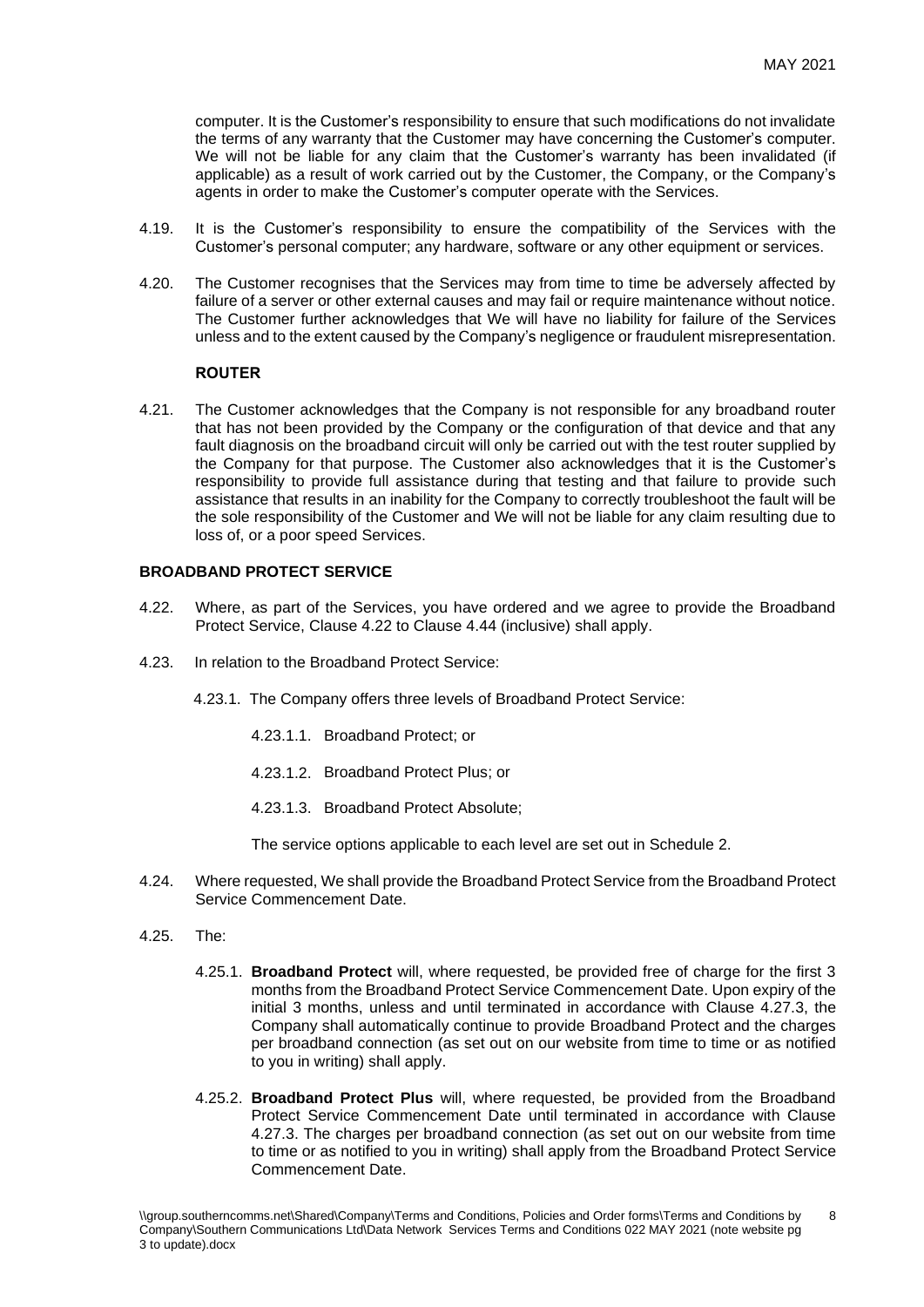computer. It is the Customer's responsibility to ensure that such modifications do not invalidate the terms of any warranty that the Customer may have concerning the Customer's computer. We will not be liable for any claim that the Customer's warranty has been invalidated (if applicable) as a result of work carried out by the Customer, the Company, or the Company's agents in order to make the Customer's computer operate with the Services.

4.19. It is the Customer's responsibility to ensure the compatibility of the Services with the Customer's personal computer; any hardware, software or any other equipment or services.

4.20. The Customer recognises that the Services may from time to time be adversely affected by failure of a server or other external causes and may fail or require maintenance without notice. The Customer further acknowledges that We will have no liability for failure of the Services unless and to the extent caused by the Company's negligence or fraudulent misrepresentation.

**ROUTER**

4.21. The Customer acknowledges that the Company is not responsible for any broadband router that has not been provided by the Company or the configuration of that device and that any fault diagnosis on the broadband circuit will only be carried out with the test router supplied by the Company for that purpose. The Customer also acknowledges that it is the Customer's responsibility to provide full assistance during that testing and that failure to provide such assistance that results in an inability for the Company to correctly troubleshoot the fault will be the sole responsibility of the Customer and We will not be liable for any claim resulting due to loss of, or a poor speed Services.

**BROADBAND PROTECT SERVICE**

4.22. Where, as part of the Services, you have ordered and we agree to provide the Broadband Protect Service, Clause 4.22 to Clause 4.44 (inclusive) shall apply.

4.23. In relation to the Broadband Protect Service:

4.23.1. The Company offers three levels of Broadband Protect Service:

4.23.1.1. Broadband Protect; or

4.23.1.2. Broadband Protect Plus; or

4.23.1.3. Broadband Protect Absolute;

The service options applicable to each level are set out in Schedule 2.

4.24. Where requested, We shall provide the Broadband Protect Service from the Broadband Protect Service Commencement Date.

4.25. The:

4.25.1. **Broadband Protect** will, where requested, be provided free of charge for the first 3 months from the Broadband Protect Service Commencement Date. Upon expiry of the initial 3 months, unless and until terminated in accordance with Clause 4.27.3, the Company shall automatically continue to provide Broadband Protect and the charges per broadband connection (as set out on our website from time to time or as notified to you in writing) shall apply.

4.25.2. **Broadband Protect Plus** will, where requested, be provided from the Broadband Protect Service Commencement Date until terminated in accordance with Clause 4.27.3. The charges per broadband connection (as set out on our website from time to time or as notified to you in writing) shall apply from the Broadband Protect Service Commencement Date.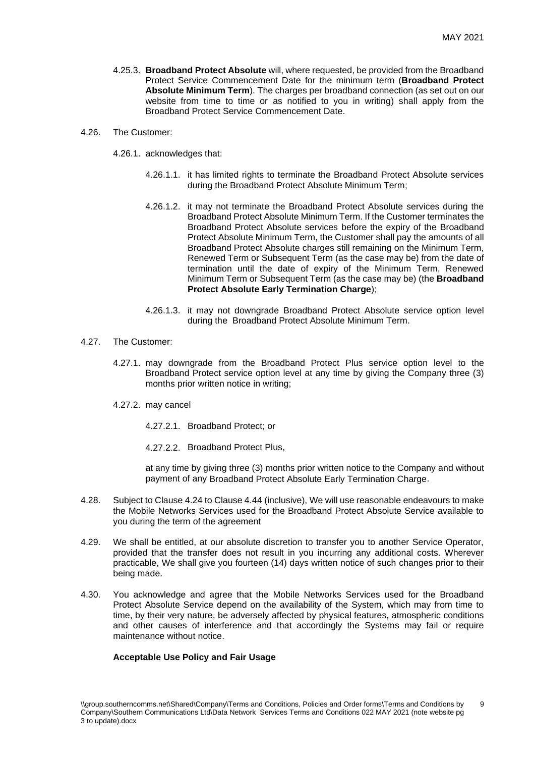4.25.3. **Broadband Protect Absolute** will, where requested, be provided from the Broadband Protect Service Commencement Date for the minimum term (**Broadband Protect Absolute Minimum Term**). The charges per broadband connection (as set out on our website from time to time or as notified to you in writing) shall apply from the Broadband Protect Service Commencement Date.

4.26. The Customer:

4.26.1. acknowledges that:

4.26.1.1. it has limited rights to terminate the Broadband Protect Absolute services during the Broadband Protect Absolute Minimum Term;

4.26.1.2. it may not terminate the Broadband Protect Absolute services during the Broadband Protect Absolute Minimum Term. If the Customer terminates the Broadband Protect Absolute services before the expiry of the Broadband Protect Absolute Minimum Term, the Customer shall pay the amounts of all Broadband Protect Absolute charges still remaining on the Minimum Term, Renewed Term or Subsequent Term (as the case may be) from the date of termination until the date of expiry of the Minimum Term, Renewed Minimum Term or Subsequent Term (as the case may be) (the **Broadband Protect Absolute Early Termination Charge**);

4.26.1.3. it may not downgrade Broadband Protect Absolute service option level during the Broadband Protect Absolute Minimum Term.

4.27. The Customer:

4.27.1. may downgrade from the Broadband Protect Plus service option level to the Broadband Protect service option level at any time by giving the Company three (3) months prior written notice in writing;

4.27.2. may cancel

4.27.2.1. Broadband Protect; or

4.27.2.2. Broadband Protect Plus,

at any time by giving three (3) months prior written notice to the Company and without payment of any Broadband Protect Absolute Early Termination Charge.

4.28. Subject to Clause 4.24 to Clause 4.44 (inclusive), We will use reasonable endeavours to make the Mobile Networks Services used for the Broadband Protect Absolute Service available to you during the term of the agreement

4.29. We shall be entitled, at our absolute discretion to transfer you to another Service Operator, provided that the transfer does not result in you incurring any additional costs. Wherever practicable, We shall give you fourteen (14) days written notice of such changes prior to their being made.

4.30. You acknowledge and agree that the Mobile Networks Services used for the Broadband Protect Absolute Service depend on the availability of the System, which may from time to time, by their very nature, be adversely affected by physical features, atmospheric conditions and other causes of interference and that accordingly the Systems may fail or require maintenance without notice.

**Acceptable Use Policy and Fair Usage**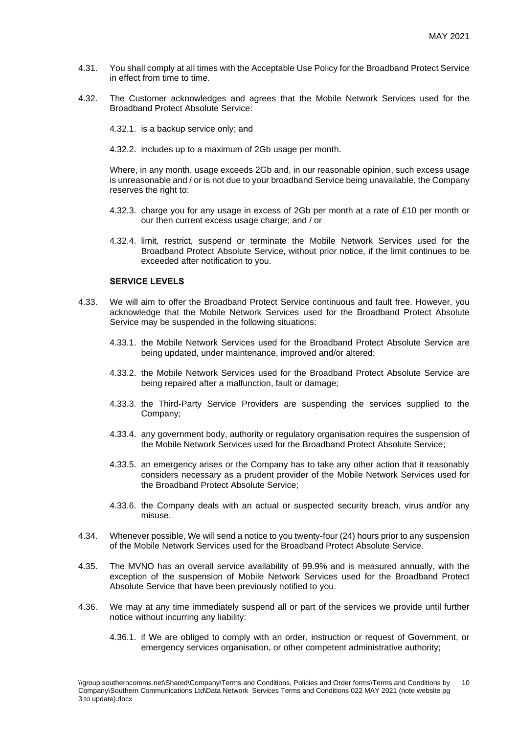4.31. You shall comply at all times with the Acceptable Use Policy for the Broadband Protect Service in effect from time to time.

4.32. The Customer acknowledges and agrees that the Mobile Network Services used for the Broadband Protect Absolute Service:

4.32.1. is a backup service only; and

4.32.2. includes up to a maximum of 2Gb usage per month.

Where, in any month, usage exceeds 2Gb and, in our reasonable opinion, such excess usage is unreasonable and / or is not due to your broadband Service being unavailable, the Company reserves the right to:

4.32.3. charge you for any usage in excess of 2Gb per month at a rate of £10 per month or our then current excess usage charge; and / or

4.32.4. limit, restrict, suspend or terminate the Mobile Network Services used for the Broadband Protect Absolute Service, without prior notice, if the limit continues to be exceeded after notification to you.

**SERVICE LEVELS**

4.33. We will aim to offer the Broadband Protect Service continuous and fault free. However, you acknowledge that the Mobile Network Services used for the Broadband Protect Absolute Service may be suspended in the following situations:

4.33.1. the Mobile Network Services used for the Broadband Protect Absolute Service are being updated, under maintenance, improved and/or altered;

4.33.2. the Mobile Network Services used for the Broadband Protect Absolute Service are being repaired after a malfunction, fault or damage;

4.33.3. the Third-Party Service Providers are suspending the services supplied to the Company;

4.33.4. any government body, authority or regulatory organisation requires the suspension of the Mobile Network Services used for the Broadband Protect Absolute Service;

4.33.5. an emergency arises or the Company has to take any other action that it reasonably considers necessary as a prudent provider of the Mobile Network Services used for the Broadband Protect Absolute Service;

4.33.6. the Company deals with an actual or suspected security breach, virus and/or any misuse.

4.34. Whenever possible, We will send a notice to you twenty-four (24) hours prior to any suspension of the Mobile Network Services used for the Broadband Protect Absolute Service.

4.35. The MVNO has an overall service availability of 99.9% and is measured annually, with the exception of the suspension of Mobile Network Services used for the Broadband Protect Absolute Service that have been previously notified to you.

4.36. We may at any time immediately suspend all or part of the services we provide until further notice without incurring any liability:

4.36.1. if We are obliged to comply with an order, instruction or request of Government, or emergency services organisation, or other competent administrative authority;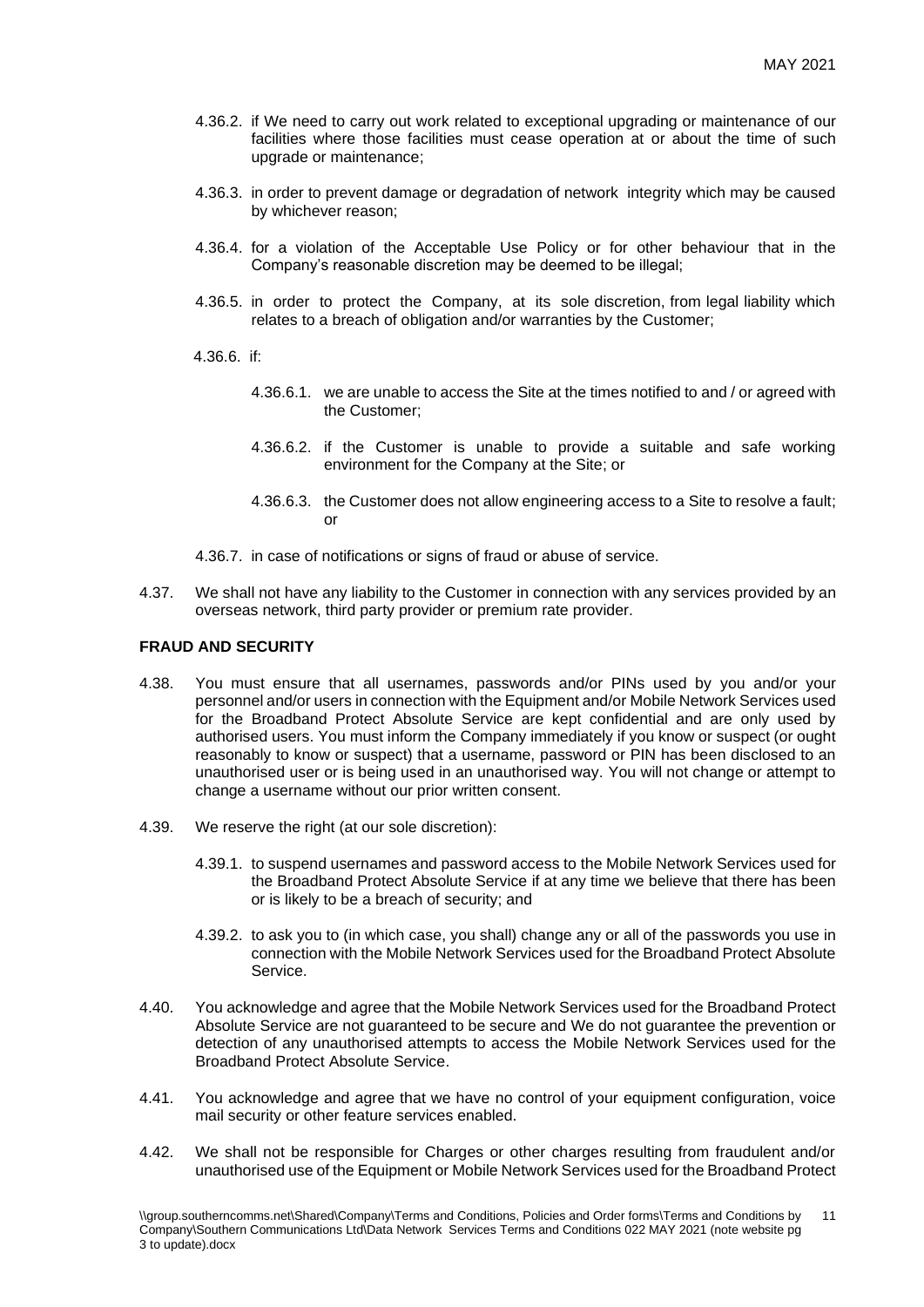4.36.2. if We need to carry out work related to exceptional upgrading or maintenance of our facilities where those facilities must cease operation at or about the time of such upgrade or maintenance;

4.36.3. in order to prevent damage or degradation of network integrity which may be caused by whichever reason;

4.36.4. for a violation of the Acceptable Use Policy or for other behaviour that in the Company's reasonable discretion may be deemed to be illegal;

4.36.5. in order to protect the Company, at its sole discretion, from legal liability which relates to a breach of obligation and/or warranties by the Customer;

4.36.6. if:

4.36.6.1. we are unable to access the Site at the times notified to and / or agreed with the Customer;

4.36.6.2. if the Customer is unable to provide a suitable and safe working environment for the Company at the Site; or

4.36.6.3. the Customer does not allow engineering access to a Site to resolve a fault; or

4.36.7. in case of notifications or signs of fraud or abuse of service.

4.37. We shall not have any liability to the Customer in connection with any services provided by an overseas network, third party provider or premium rate provider.

**FRAUD AND SECURITY**

4.38. You must ensure that all usernames, passwords and/or PINs used by you and/or your personnel and/or users in connection with the Equipment and/or Mobile Network Services used for the Broadband Protect Absolute Service are kept confidential and are only used by authorised users. You must inform the Company immediately if you know or suspect (or ought reasonably to know or suspect) that a username, password or PIN has been disclosed to an unauthorised user or is being used in an unauthorised way. You will not change or attempt to change a username without our prior written consent.

4.39. We reserve the right (at our sole discretion):

4.39.1. to suspend usernames and password access to the Mobile Network Services used for the Broadband Protect Absolute Service if at any time we believe that there has been or is likely to be a breach of security; and

4.39.2. to ask you to (in which case, you shall) change any or all of the passwords you use in connection with the Mobile Network Services used for the Broadband Protect Absolute Service.

4.40. You acknowledge and agree that the Mobile Network Services used for the Broadband Protect Absolute Service are not guaranteed to be secure and We do not guarantee the prevention or detection of any unauthorised attempts to access the Mobile Network Services used for the Broadband Protect Absolute Service.

4.41. You acknowledge and agree that we have no control of your equipment configuration, voice mail security or other feature services enabled.

4.42. We shall not be responsible for Charges or other charges resulting from fraudulent and/or unauthorised use of the Equipment or Mobile Network Services used for the Broadband Protect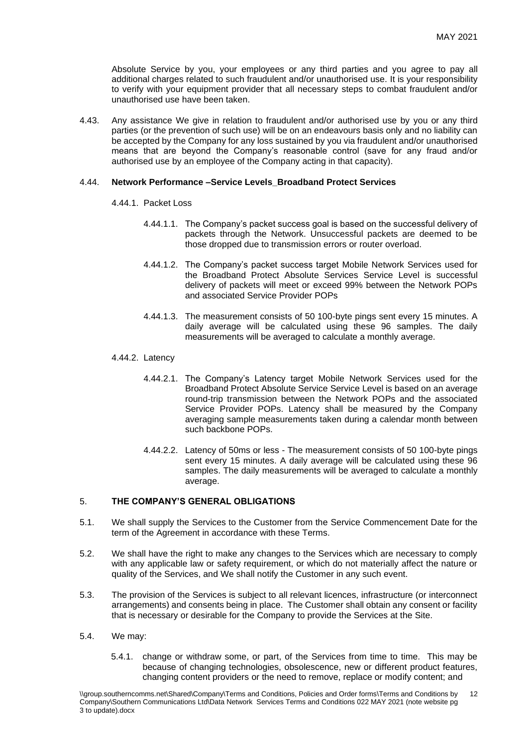Absolute Service by you, your employees or any third parties and you agree to pay all additional charges related to such fraudulent and/or unauthorised use. It is your responsibility to verify with your equipment provider that all necessary steps to combat fraudulent and/or unauthorised use have been taken.

4.43. Any assistance We give in relation to fraudulent and/or authorised use by you or any third parties (or the prevention of such use) will be on an endeavours basis only and no liability can be accepted by the Company for any loss sustained by you via fraudulent and/or unauthorised means that are beyond the Company's reasonable control (save for any fraud and/or authorised use by an employee of the Company acting in that capacity).

4.44. **Network Performance –Service Levels_Broadband Protect Services**

4.44.1. Packet Loss

4.44.1.1. The Company's packet success goal is based on the successful delivery of packets through the Network. Unsuccessful packets are deemed to be those dropped due to transmission errors or router overload.

4.44.1.2. The Company's packet success target Mobile Network Services used for the Broadband Protect Absolute Services Service Level is successful delivery of packets will meet or exceed 99% between the Network POPs and associated Service Provider POPs

4.44.1.3. The measurement consists of 50 100-byte pings sent every 15 minutes. A daily average will be calculated using these 96 samples. The daily measurements will be averaged to calculate a monthly average.

4.44.2. Latency

4.44.2.1. The Company's Latency target Mobile Network Services used for the Broadband Protect Absolute Service Service Level is based on an average round-trip transmission between the Network POPs and the associated Service Provider POPs. Latency shall be measured by the Company averaging sample measurements taken during a calendar month between such backbone POPs.

4.44.2.2. Latency of 50ms or less - The measurement consists of 50 100-byte pings sent every 15 minutes. A daily average will be calculated using these 96 samples. The daily measurements will be averaged to calculate a monthly average.

## 5. THE COMPANY'S GENERAL OBLIGATIONS

5.1. We shall supply the Services to the Customer from the Service Commencement Date for the term of the Agreement in accordance with these Terms.

5.2. We shall have the right to make any changes to the Services which are necessary to comply with any applicable law or safety requirement, or which do not materially affect the nature or quality of the Services, and We shall notify the Customer in any such event.

5.3. The provision of the Services is subject to all relevant licences, infrastructure (or interconnect arrangements) and consents being in place. The Customer shall obtain any consent or facility that is necessary or desirable for the Company to provide the Services at the Site.

5.4. We may:

5.4.1. change or withdraw some, or part, of the Services from time to time. This may be because of changing technologies, obsolescence, new or different product features, changing content providers or the need to remove, replace or modify content; and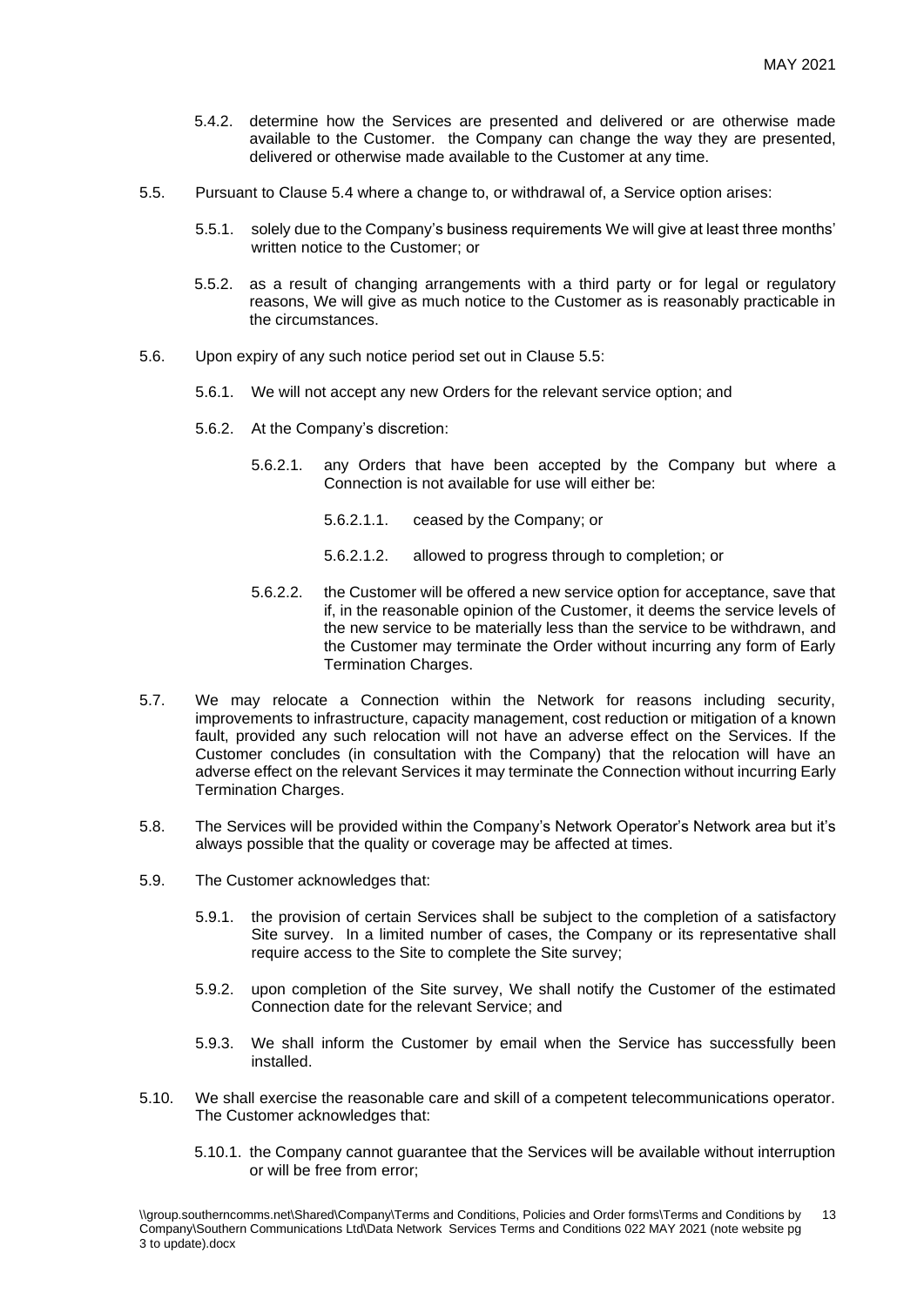5.4.2. determine how the Services are presented and delivered or are otherwise made available to the Customer. the Company can change the way they are presented, delivered or otherwise made available to the Customer at any time.

5.5. Pursuant to Clause 5.4 where a change to, or withdrawal of, a Service option arises:

5.5.1. solely due to the Company's business requirements We will give at least three months' written notice to the Customer; or

5.5.2. as a result of changing arrangements with a third party or for legal or regulatory reasons, We will give as much notice to the Customer as is reasonably practicable in the circumstances.

5.6. Upon expiry of any such notice period set out in Clause 5.5:

5.6.1. We will not accept any new Orders for the relevant service option; and

5.6.2. At the Company's discretion:

5.6.2.1. any Orders that have been accepted by the Company but where a Connection is not available for use will either be:

5.6.2.1.1. ceased by the Company; or

5.6.2.1.2. allowed to progress through to completion; or

5.6.2.2. the Customer will be offered a new service option for acceptance, save that if, in the reasonable opinion of the Customer, it deems the service levels of the new service to be materially less than the service to be withdrawn, and the Customer may terminate the Order without incurring any form of Early Termination Charges.

5.7. We may relocate a Connection within the Network for reasons including security, improvements to infrastructure, capacity management, cost reduction or mitigation of a known fault, provided any such relocation will not have an adverse effect on the Services. If the Customer concludes (in consultation with the Company) that the relocation will have an adverse effect on the relevant Services it may terminate the Connection without incurring Early Termination Charges.

5.8. The Services will be provided within the Company's Network Operator's Network area but it's always possible that the quality or coverage may be affected at times.

5.9. The Customer acknowledges that:

5.9.1. the provision of certain Services shall be subject to the completion of a satisfactory Site survey. In a limited number of cases, the Company or its representative shall require access to the Site to complete the Site survey;

5.9.2. upon completion of the Site survey, We shall notify the Customer of the estimated Connection date for the relevant Service; and

5.9.3. We shall inform the Customer by email when the Service has successfully been installed.

5.10. We shall exercise the reasonable care and skill of a competent telecommunications operator. The Customer acknowledges that:

5.10.1. the Company cannot guarantee that the Services will be available without interruption or will be free from error;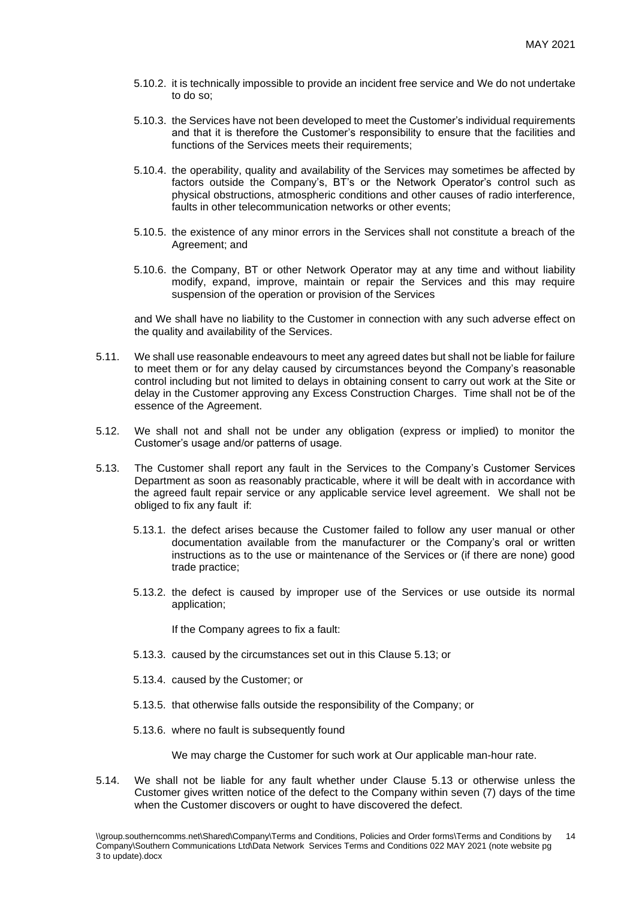5.10.2. it is technically impossible to provide an incident free service and We do not undertake to do so;

5.10.3. the Services have not been developed to meet the Customer's individual requirements and that it is therefore the Customer's responsibility to ensure that the facilities and functions of the Services meets their requirements;

5.10.4. the operability, quality and availability of the Services may sometimes be affected by factors outside the Company's, BT's or the Network Operator's control such as physical obstructions, atmospheric conditions and other causes of radio interference, faults in other telecommunication networks or other events;

5.10.5. the existence of any minor errors in the Services shall not constitute a breach of the Agreement; and

5.10.6. the Company, BT or other Network Operator may at any time and without liability modify, expand, improve, maintain or repair the Services and this may require suspension of the operation or provision of the Services

and We shall have no liability to the Customer in connection with any such adverse effect on the quality and availability of the Services.

5.11. We shall use reasonable endeavours to meet any agreed dates but shall not be liable for failure to meet them or for any delay caused by circumstances beyond the Company's reasonable control including but not limited to delays in obtaining consent to carry out work at the Site or delay in the Customer approving any Excess Construction Charges. Time shall not be of the essence of the Agreement.

5.12. We shall not and shall not be under any obligation (express or implied) to monitor the Customer's usage and/or patterns of usage.

5.13. The Customer shall report any fault in the Services to the Company's Customer Services Department as soon as reasonably practicable, where it will be dealt with in accordance with the agreed fault repair service or any applicable service level agreement. We shall not be obliged to fix any fault if:

5.13.1. the defect arises because the Customer failed to follow any user manual or other documentation available from the manufacturer or the Company's oral or written instructions as to the use or maintenance of the Services or (if there are none) good trade practice;

5.13.2. the defect is caused by improper use of the Services or use outside its normal application;

If the Company agrees to fix a fault:

5.13.3. caused by the circumstances set out in this Clause 5.13; or

5.13.4. caused by the Customer; or

5.13.5. that otherwise falls outside the responsibility of the Company; or

5.13.6. where no fault is subsequently found

We may charge the Customer for such work at Our applicable man-hour rate.

5.14. We shall not be liable for any fault whether under Clause 5.13 or otherwise unless the Customer gives written notice of the defect to the Company within seven (7) days of the time when the Customer discovers or ought to have discovered the defect.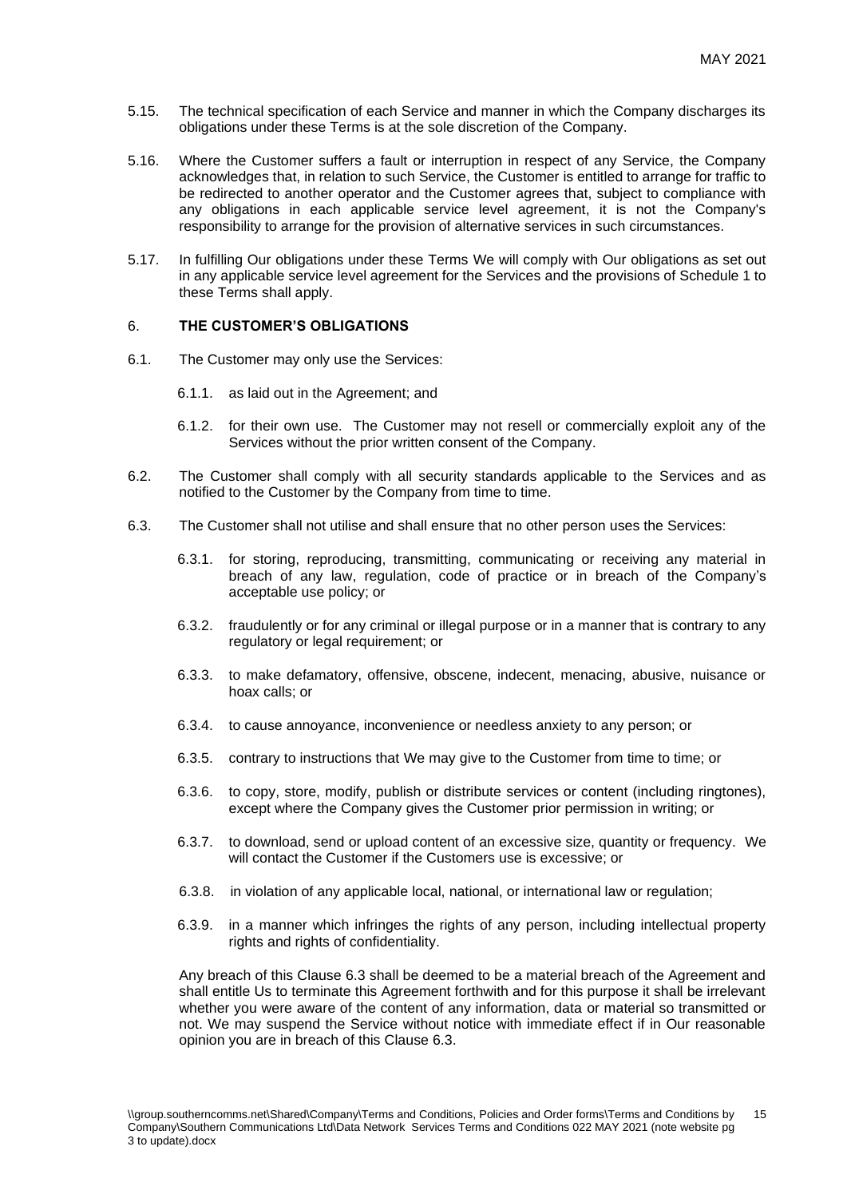5.15. The technical specification of each Service and manner in which the Company discharges its obligations under these Terms is at the sole discretion of the Company.

5.16. Where the Customer suffers a fault or interruption in respect of any Service, the Company acknowledges that, in relation to such Service, the Customer is entitled to arrange for traffic to be redirected to another operator and the Customer agrees that, subject to compliance with any obligations in each applicable service level agreement, it is not the Company's responsibility to arrange for the provision of alternative services in such circumstances.

5.17. In fulfilling Our obligations under these Terms We will comply with Our obligations as set out in any applicable service level agreement for the Services and the provisions of Schedule 1 to these Terms shall apply.

## 6. THE CUSTOMER'S OBLIGATIONS

6.1. The Customer may only use the Services:

6.1.1. as laid out in the Agreement; and

6.1.2. for their own use. The Customer may not resell or commercially exploit any of the Services without the prior written consent of the Company.

6.2. The Customer shall comply with all security standards applicable to the Services and as notified to the Customer by the Company from time to time.

6.3. The Customer shall not utilise and shall ensure that no other person uses the Services:

6.3.1. for storing, reproducing, transmitting, communicating or receiving any material in breach of any law, regulation, code of practice or in breach of the Company's acceptable use policy; or

6.3.2. fraudulently or for any criminal or illegal purpose or in a manner that is contrary to any regulatory or legal requirement; or

6.3.3. to make defamatory, offensive, obscene, indecent, menacing, abusive, nuisance or hoax calls; or

6.3.4. to cause annoyance, inconvenience or needless anxiety to any person; or

6.3.5. contrary to instructions that We may give to the Customer from time to time; or

6.3.6. to copy, store, modify, publish or distribute services or content (including ringtones), except where the Company gives the Customer prior permission in writing; or

6.3.7. to download, send or upload content of an excessive size, quantity or frequency. We will contact the Customer if the Customers use is excessive; or

6.3.8. in violation of any applicable local, national, or international law or regulation;

6.3.9. in a manner which infringes the rights of any person, including intellectual property rights and rights of confidentiality.

Any breach of this Clause 6.3 shall be deemed to be a material breach of the Agreement and shall entitle Us to terminate this Agreement forthwith and for this purpose it shall be irrelevant whether you were aware of the content of any information, data or material so transmitted or not. We may suspend the Service without notice with immediate effect if in Our reasonable opinion you are in breach of this Clause 6.3.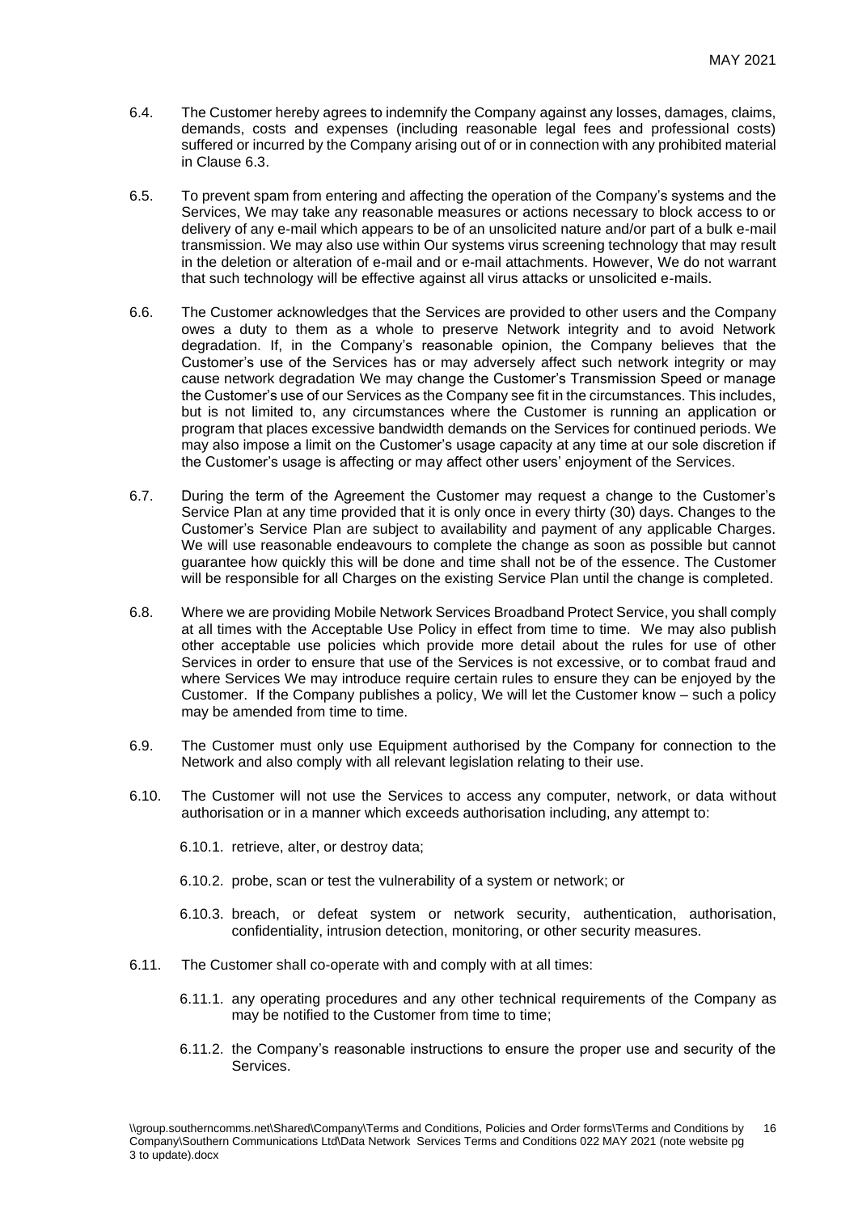6.4. The Customer hereby agrees to indemnify the Company against any losses, damages, claims, demands, costs and expenses (including reasonable legal fees and professional costs) suffered or incurred by the Company arising out of or in connection with any prohibited material in Clause 6.3.

6.5. To prevent spam from entering and affecting the operation of the Company's systems and the Services, We may take any reasonable measures or actions necessary to block access to or delivery of any e-mail which appears to be of an unsolicited nature and/or part of a bulk e-mail transmission. We may also use within Our systems virus screening technology that may result in the deletion or alteration of e-mail and or e-mail attachments. However, We do not warrant that such technology will be effective against all virus attacks or unsolicited e-mails.

6.6. The Customer acknowledges that the Services are provided to other users and the Company owes a duty to them as a whole to preserve Network integrity and to avoid Network degradation. If, in the Company's reasonable opinion, the Company believes that the Customer's use of the Services has or may adversely affect such network integrity or may cause network degradation We may change the Customer's Transmission Speed or manage the Customer's use of our Services as the Company see fit in the circumstances. This includes, but is not limited to, any circumstances where the Customer is running an application or program that places excessive bandwidth demands on the Services for continued periods. We may also impose a limit on the Customer's usage capacity at any time at our sole discretion if the Customer's usage is affecting or may affect other users' enjoyment of the Services.

6.7. During the term of the Agreement the Customer may request a change to the Customer's Service Plan at any time provided that it is only once in every thirty (30) days. Changes to the Customer's Service Plan are subject to availability and payment of any applicable Charges. We will use reasonable endeavours to complete the change as soon as possible but cannot guarantee how quickly this will be done and time shall not be of the essence. The Customer will be responsible for all Charges on the existing Service Plan until the change is completed.

6.8. Where we are providing Mobile Network Services Broadband Protect Service, you shall comply at all times with the Acceptable Use Policy in effect from time to time. We may also publish other acceptable use policies which provide more detail about the rules for use of other Services in order to ensure that use of the Services is not excessive, or to combat fraud and where Services We may introduce require certain rules to ensure they can be enjoyed by the Customer. If the Company publishes a policy, We will let the Customer know – such a policy may be amended from time to time.

6.9. The Customer must only use Equipment authorised by the Company for connection to the Network and also comply with all relevant legislation relating to their use.

6.10. The Customer will not use the Services to access any computer, network, or data without authorisation or in a manner which exceeds authorisation including, any attempt to:

6.10.1. retrieve, alter, or destroy data;

6.10.2. probe, scan or test the vulnerability of a system or network; or

6.10.3. breach, or defeat system or network security, authentication, authorisation, confidentiality, intrusion detection, monitoring, or other security measures.

6.11. The Customer shall co-operate with and comply with at all times:

6.11.1. any operating procedures and any other technical requirements of the Company as may be notified to the Customer from time to time;

6.11.2. the Company's reasonable instructions to ensure the proper use and security of the Services.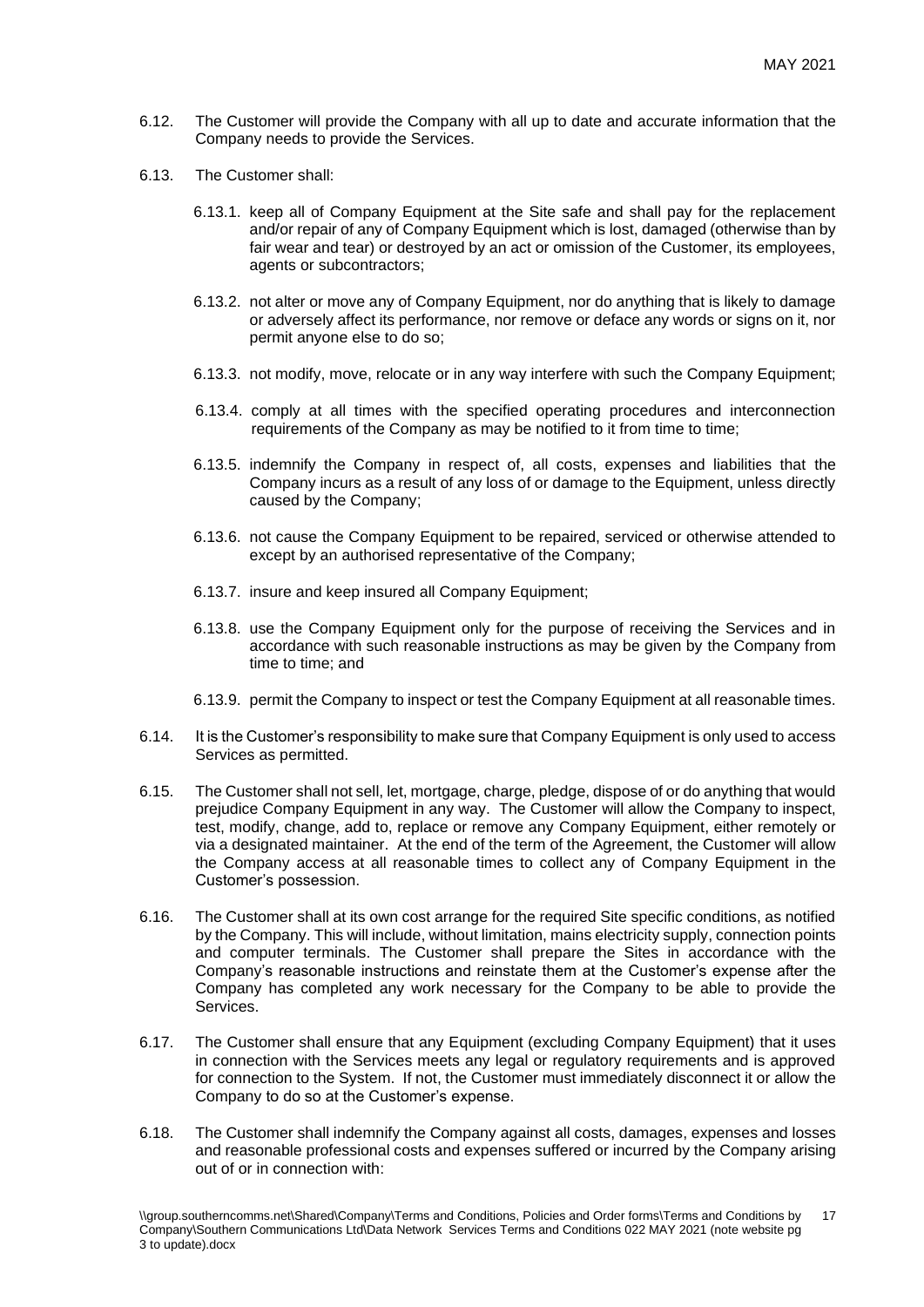6.12. The Customer will provide the Company with all up to date and accurate information that the Company needs to provide the Services.

6.13. The Customer shall:

6.13.1. keep all of Company Equipment at the Site safe and shall pay for the replacement and/or repair of any of Company Equipment which is lost, damaged (otherwise than by fair wear and tear) or destroyed by an act or omission of the Customer, its employees, agents or subcontractors;

6.13.2. not alter or move any of Company Equipment, nor do anything that is likely to damage or adversely affect its performance, nor remove or deface any words or signs on it, nor permit anyone else to do so;

6.13.3. not modify, move, relocate or in any way interfere with such the Company Equipment;

6.13.4. comply at all times with the specified operating procedures and interconnection requirements of the Company as may be notified to it from time to time;

6.13.5. indemnify the Company in respect of, all costs, expenses and liabilities that the Company incurs as a result of any loss of or damage to the Equipment, unless directly caused by the Company;

6.13.6. not cause the Company Equipment to be repaired, serviced or otherwise attended to except by an authorised representative of the Company;

6.13.7. insure and keep insured all Company Equipment;

6.13.8. use the Company Equipment only for the purpose of receiving the Services and in accordance with such reasonable instructions as may be given by the Company from time to time; and

6.13.9. permit the Company to inspect or test the Company Equipment at all reasonable times.

6.14. It is the Customer's responsibility to make sure that Company Equipment is only used to access Services as permitted.

6.15. The Customer shall not sell, let, mortgage, charge, pledge, dispose of or do anything that would prejudice Company Equipment in any way. The Customer will allow the Company to inspect, test, modify, change, add to, replace or remove any Company Equipment, either remotely or via a designated maintainer. At the end of the term of the Agreement, the Customer will allow the Company access at all reasonable times to collect any of Company Equipment in the Customer's possession.

6.16. The Customer shall at its own cost arrange for the required Site specific conditions, as notified by the Company. This will include, without limitation, mains electricity supply, connection points and computer terminals. The Customer shall prepare the Sites in accordance with the Company's reasonable instructions and reinstate them at the Customer's expense after the Company has completed any work necessary for the Company to be able to provide the Services.

6.17. The Customer shall ensure that any Equipment (excluding Company Equipment) that it uses in connection with the Services meets any legal or regulatory requirements and is approved for connection to the System. If not, the Customer must immediately disconnect it or allow the Company to do so at the Customer's expense.

6.18. The Customer shall indemnify the Company against all costs, damages, expenses and losses and reasonable professional costs and expenses suffered or incurred by the Company arising out of or in connection with: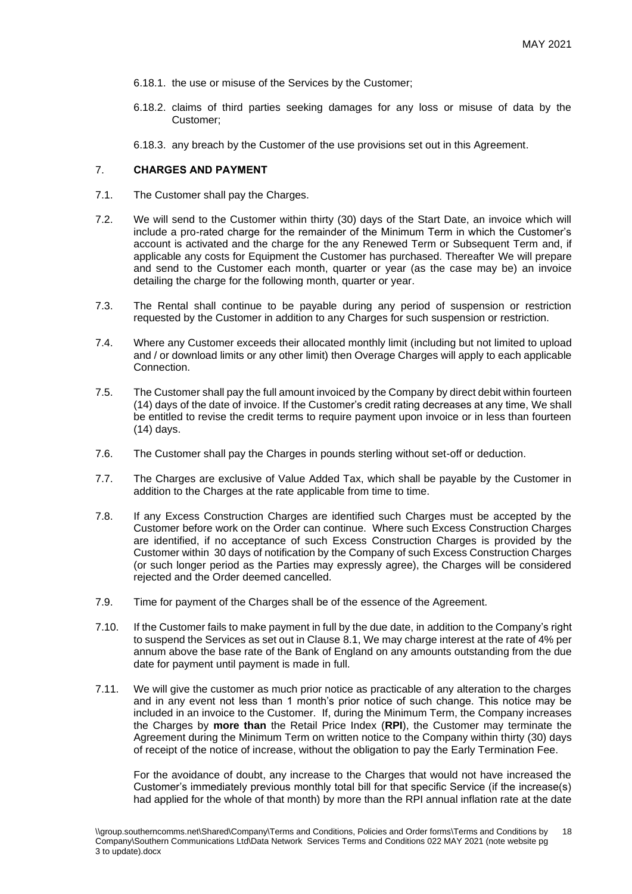6.18.1. the use or misuse of the Services by the Customer;

6.18.2. claims of third parties seeking damages for any loss or misuse of data by the Customer;

6.18.3. any breach by the Customer of the use provisions set out in this Agreement.

## 7. CHARGES AND PAYMENT

7.1. The Customer shall pay the Charges.

7.2. We will send to the Customer within thirty (30) days of the Start Date, an invoice which will include a pro-rated charge for the remainder of the Minimum Term in which the Customer's account is activated and the charge for the any Renewed Term or Subsequent Term and, if applicable any costs for Equipment the Customer has purchased. Thereafter We will prepare and send to the Customer each month, quarter or year (as the case may be) an invoice detailing the charge for the following month, quarter or year.

7.3. The Rental shall continue to be payable during any period of suspension or restriction requested by the Customer in addition to any Charges for such suspension or restriction.

7.4. Where any Customer exceeds their allocated monthly limit (including but not limited to upload and / or download limits or any other limit) then Overage Charges will apply to each applicable Connection.

7.5. The Customer shall pay the full amount invoiced by the Company by direct debit within fourteen (14) days of the date of invoice. If the Customer's credit rating decreases at any time, We shall be entitled to revise the credit terms to require payment upon invoice or in less than fourteen (14) days.

7.6. The Customer shall pay the Charges in pounds sterling without set-off or deduction.

7.7. The Charges are exclusive of Value Added Tax, which shall be payable by the Customer in addition to the Charges at the rate applicable from time to time.

7.8. If any Excess Construction Charges are identified such Charges must be accepted by the Customer before work on the Order can continue. Where such Excess Construction Charges are identified, if no acceptance of such Excess Construction Charges is provided by the Customer within 30 days of notification by the Company of such Excess Construction Charges (or such longer period as the Parties may expressly agree), the Charges will be considered rejected and the Order deemed cancelled.

7.9. Time for payment of the Charges shall be of the essence of the Agreement.

7.10. If the Customer fails to make payment in full by the due date, in addition to the Company's right to suspend the Services as set out in Clause 8.1, We may charge interest at the rate of 4% per annum above the base rate of the Bank of England on any amounts outstanding from the due date for payment until payment is made in full.

7.11. We will give the customer as much prior notice as practicable of any alteration to the charges and in any event not less than 1 month's prior notice of such change. This notice may be included in an invoice to the Customer. If, during the Minimum Term, the Company increases the Charges by **more than** the Retail Price Index (**RPI**), the Customer may terminate the Agreement during the Minimum Term on written notice to the Company within thirty (30) days of receipt of the notice of increase, without the obligation to pay the Early Termination Fee.

For the avoidance of doubt, any increase to the Charges that would not have increased the Customer's immediately previous monthly total bill for that specific Service (if the increase(s) had applied for the whole of that month) by more than the RPI annual inflation rate at the date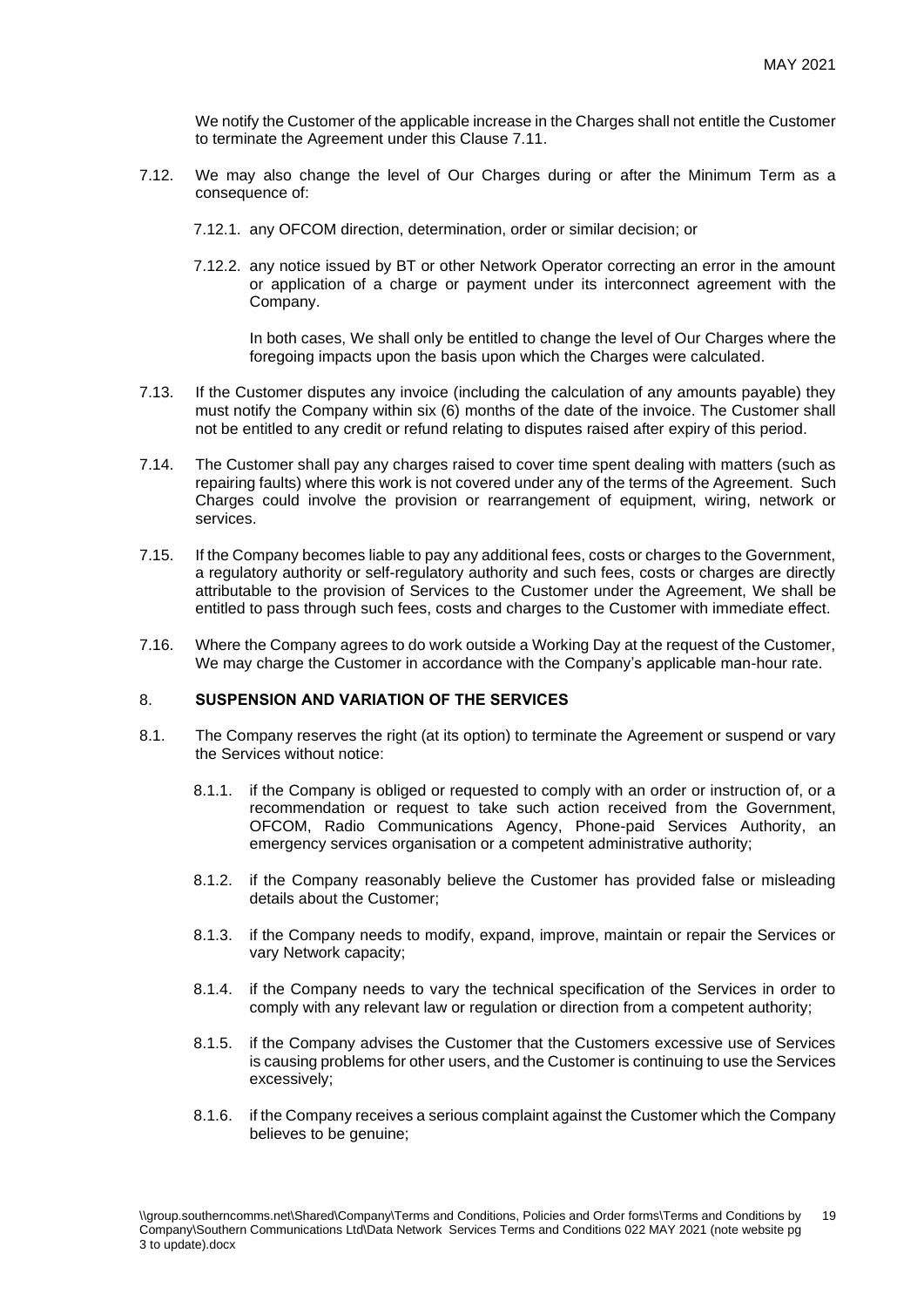We notify the Customer of the applicable increase in the Charges shall not entitle the Customer to terminate the Agreement under this Clause 7.11.

7.12. We may also change the level of Our Charges during or after the Minimum Term as a consequence of:

7.12.1. any OFCOM direction, determination, order or similar decision; or

7.12.2. any notice issued by BT or other Network Operator correcting an error in the amount or application of a charge or payment under its interconnect agreement with the Company.

In both cases, We shall only be entitled to change the level of Our Charges where the foregoing impacts upon the basis upon which the Charges were calculated.

7.13. If the Customer disputes any invoice (including the calculation of any amounts payable) they must notify the Company within six (6) months of the date of the invoice. The Customer shall not be entitled to any credit or refund relating to disputes raised after expiry of this period.

7.14. The Customer shall pay any charges raised to cover time spent dealing with matters (such as repairing faults) where this work is not covered under any of the terms of the Agreement. Such Charges could involve the provision or rearrangement of equipment, wiring, network or services.

7.15. If the Company becomes liable to pay any additional fees, costs or charges to the Government, a regulatory authority or self-regulatory authority and such fees, costs or charges are directly attributable to the provision of Services to the Customer under the Agreement, We shall be entitled to pass through such fees, costs and charges to the Customer with immediate effect.

7.16. Where the Company agrees to do work outside a Working Day at the request of the Customer, We may charge the Customer in accordance with the Company's applicable man-hour rate.

## 8. SUSPENSION AND VARIATION OF THE SERVICES

8.1. The Company reserves the right (at its option) to terminate the Agreement or suspend or vary the Services without notice:

8.1.1. if the Company is obliged or requested to comply with an order or instruction of, or a recommendation or request to take such action received from the Government, OFCOM, Radio Communications Agency, Phone-paid Services Authority, an emergency services organisation or a competent administrative authority;

8.1.2. if the Company reasonably believe the Customer has provided false or misleading details about the Customer;

8.1.3. if the Company needs to modify, expand, improve, maintain or repair the Services or vary Network capacity;

8.1.4. if the Company needs to vary the technical specification of the Services in order to comply with any relevant law or regulation or direction from a competent authority;

8.1.5. if the Company advises the Customer that the Customers excessive use of Services is causing problems for other users, and the Customer is continuing to use the Services excessively;

8.1.6. if the Company receives a serious complaint against the Customer which the Company believes to be genuine;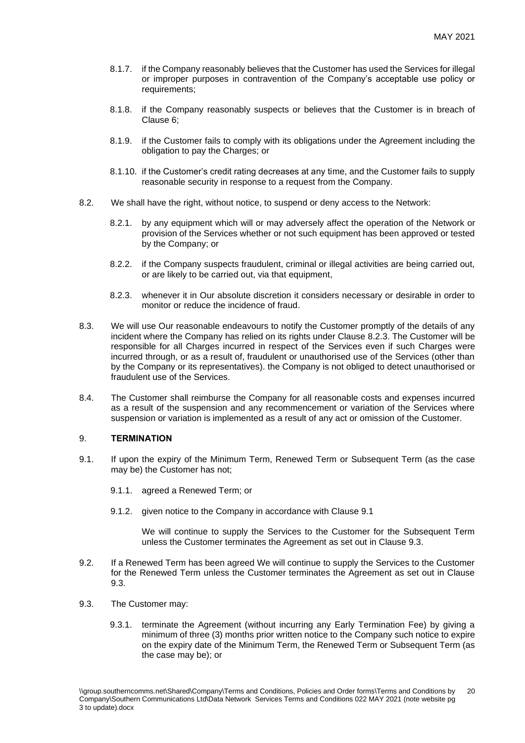8.1.7. if the Company reasonably believes that the Customer has used the Services for illegal or improper purposes in contravention of the Company's acceptable use policy or requirements;

8.1.8. if the Company reasonably suspects or believes that the Customer is in breach of Clause 6;

8.1.9. if the Customer fails to comply with its obligations under the Agreement including the obligation to pay the Charges; or

8.1.10. if the Customer's credit rating decreases at any time, and the Customer fails to supply reasonable security in response to a request from the Company.

8.2. We shall have the right, without notice, to suspend or deny access to the Network:

8.2.1. by any equipment which will or may adversely affect the operation of the Network or provision of the Services whether or not such equipment has been approved or tested by the Company; or

8.2.2. if the Company suspects fraudulent, criminal or illegal activities are being carried out, or are likely to be carried out, via that equipment,

8.2.3. whenever it in Our absolute discretion it considers necessary or desirable in order to monitor or reduce the incidence of fraud.

8.3. We will use Our reasonable endeavours to notify the Customer promptly of the details of any incident where the Company has relied on its rights under Clause 8.2.3. The Customer will be responsible for all Charges incurred in respect of the Services even if such Charges were incurred through, or as a result of, fraudulent or unauthorised use of the Services (other than by the Company or its representatives). the Company is not obliged to detect unauthorised or fraudulent use of the Services.

8.4. The Customer shall reimburse the Company for all reasonable costs and expenses incurred as a result of the suspension and any recommencement or variation of the Services where suspension or variation is implemented as a result of any act or omission of the Customer.

## 9. TERMINATION

9.1. If upon the expiry of the Minimum Term, Renewed Term or Subsequent Term (as the case may be) the Customer has not;

9.1.1. agreed a Renewed Term; or

9.1.2. given notice to the Company in accordance with Clause 9.1

We will continue to supply the Services to the Customer for the Subsequent Term unless the Customer terminates the Agreement as set out in Clause 9.3.

9.2. If a Renewed Term has been agreed We will continue to supply the Services to the Customer for the Renewed Term unless the Customer terminates the Agreement as set out in Clause 9.3.

9.3. The Customer may:

9.3.1. terminate the Agreement (without incurring any Early Termination Fee) by giving a minimum of three (3) months prior written notice to the Company such notice to expire on the expiry date of the Minimum Term, the Renewed Term or Subsequent Term (as the case may be); or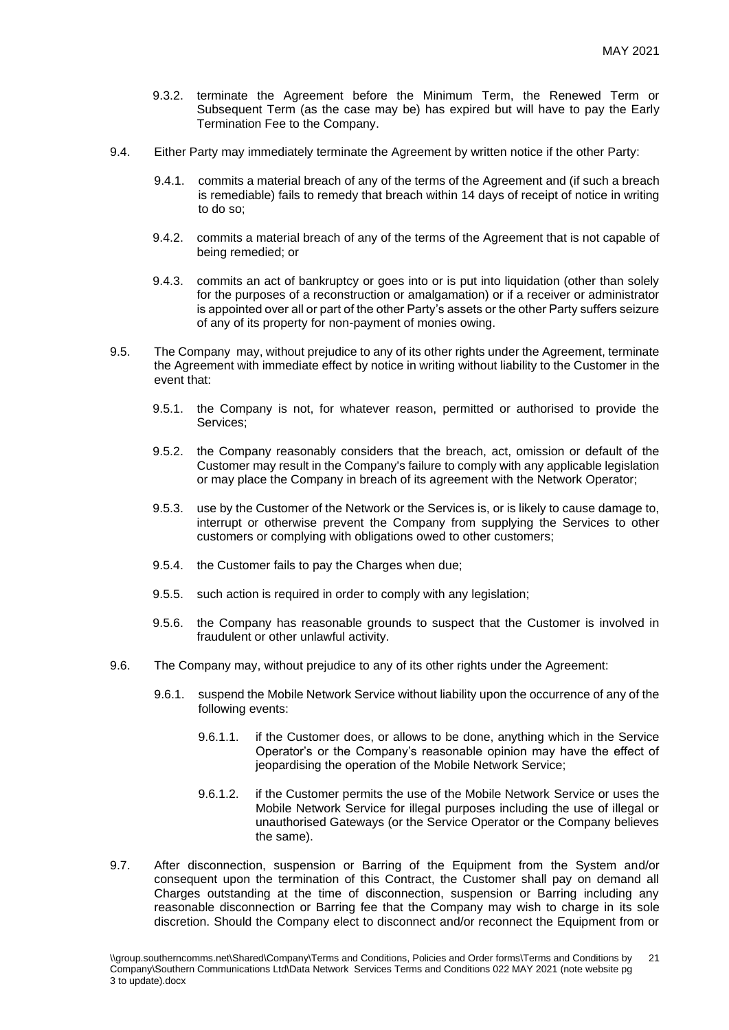9.3.2. terminate the Agreement before the Minimum Term, the Renewed Term or Subsequent Term (as the case may be) has expired but will have to pay the Early Termination Fee to the Company.

9.4. Either Party may immediately terminate the Agreement by written notice if the other Party:

9.4.1. commits a material breach of any of the terms of the Agreement and (if such a breach is remediable) fails to remedy that breach within 14 days of receipt of notice in writing to do so;

9.4.2. commits a material breach of any of the terms of the Agreement that is not capable of being remedied; or

9.4.3. commits an act of bankruptcy or goes into or is put into liquidation (other than solely for the purposes of a reconstruction or amalgamation) or if a receiver or administrator is appointed over all or part of the other Party's assets or the other Party suffers seizure of any of its property for non-payment of monies owing.

9.5. The Company may, without prejudice to any of its other rights under the Agreement, terminate the Agreement with immediate effect by notice in writing without liability to the Customer in the event that:

9.5.1. the Company is not, for whatever reason, permitted or authorised to provide the Services;

9.5.2. the Company reasonably considers that the breach, act, omission or default of the Customer may result in the Company's failure to comply with any applicable legislation or may place the Company in breach of its agreement with the Network Operator;

9.5.3. use by the Customer of the Network or the Services is, or is likely to cause damage to, interrupt or otherwise prevent the Company from supplying the Services to other customers or complying with obligations owed to other customers;

9.5.4. the Customer fails to pay the Charges when due;

9.5.5. such action is required in order to comply with any legislation;

9.5.6. the Company has reasonable grounds to suspect that the Customer is involved in fraudulent or other unlawful activity.

9.6. The Company may, without prejudice to any of its other rights under the Agreement:

9.6.1. suspend the Mobile Network Service without liability upon the occurrence of any of the following events:

9.6.1.1. if the Customer does, or allows to be done, anything which in the Service Operator's or the Company's reasonable opinion may have the effect of jeopardising the operation of the Mobile Network Service;

9.6.1.2. if the Customer permits the use of the Mobile Network Service or uses the Mobile Network Service for illegal purposes including the use of illegal or unauthorised Gateways (or the Service Operator or the Company believes the same).

9.7. After disconnection, suspension or Barring of the Equipment from the System and/or consequent upon the termination of this Contract, the Customer shall pay on demand all Charges outstanding at the time of disconnection, suspension or Barring including any reasonable disconnection or Barring fee that the Company may wish to charge in its sole discretion. Should the Company elect to disconnect and/or reconnect the Equipment from or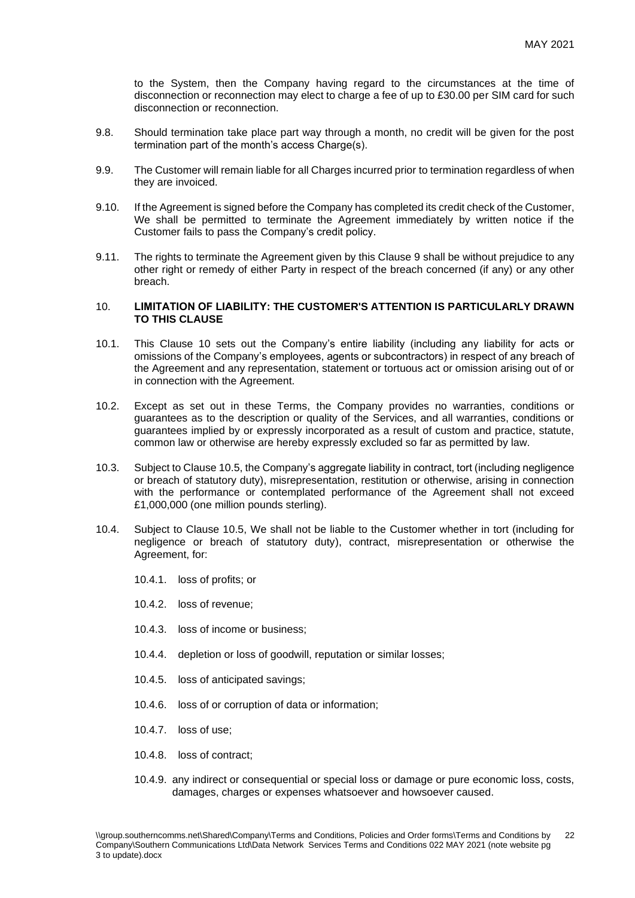to the System, then the Company having regard to the circumstances at the time of disconnection or reconnection may elect to charge a fee of up to £30.00 per SIM card for such disconnection or reconnection.

9.8. Should termination take place part way through a month, no credit will be given for the post termination part of the month's access Charge(s).

9.9. The Customer will remain liable for all Charges incurred prior to termination regardless of when they are invoiced.

9.10. If the Agreement is signed before the Company has completed its credit check of the Customer, We shall be permitted to terminate the Agreement immediately by written notice if the Customer fails to pass the Company's credit policy.

9.11. The rights to terminate the Agreement given by this Clause 9 shall be without prejudice to any other right or remedy of either Party in respect of the breach concerned (if any) or any other breach.

## 10. LIMITATION OF LIABILITY: THE CUSTOMER'S ATTENTION IS PARTICULARLY DRAWN TO THIS CLAUSE

10.1. This Clause 10 sets out the Company's entire liability (including any liability for acts or omissions of the Company's employees, agents or subcontractors) in respect of any breach of the Agreement and any representation, statement or tortuous act or omission arising out of or in connection with the Agreement.

10.2. Except as set out in these Terms, the Company provides no warranties, conditions or guarantees as to the description or quality of the Services, and all warranties, conditions or guarantees implied by or expressly incorporated as a result of custom and practice, statute, common law or otherwise are hereby expressly excluded so far as permitted by law.

10.3. Subject to Clause 10.5, the Company's aggregate liability in contract, tort (including negligence or breach of statutory duty), misrepresentation, restitution or otherwise, arising in connection with the performance or contemplated performance of the Agreement shall not exceed £1,000,000 (one million pounds sterling).

10.4. Subject to Clause 10.5, We shall not be liable to the Customer whether in tort (including for negligence or breach of statutory duty), contract, misrepresentation or otherwise the Agreement, for:

10.4.1. loss of profits; or

10.4.2. loss of revenue;

10.4.3. loss of income or business;

10.4.4. depletion or loss of goodwill, reputation or similar losses;

10.4.5. loss of anticipated savings;

10.4.6. loss of or corruption of data or information;

10.4.7. loss of use;

10.4.8. loss of contract;

10.4.9. any indirect or consequential or special loss or damage or pure economic loss, costs, damages, charges or expenses whatsoever and howsoever caused.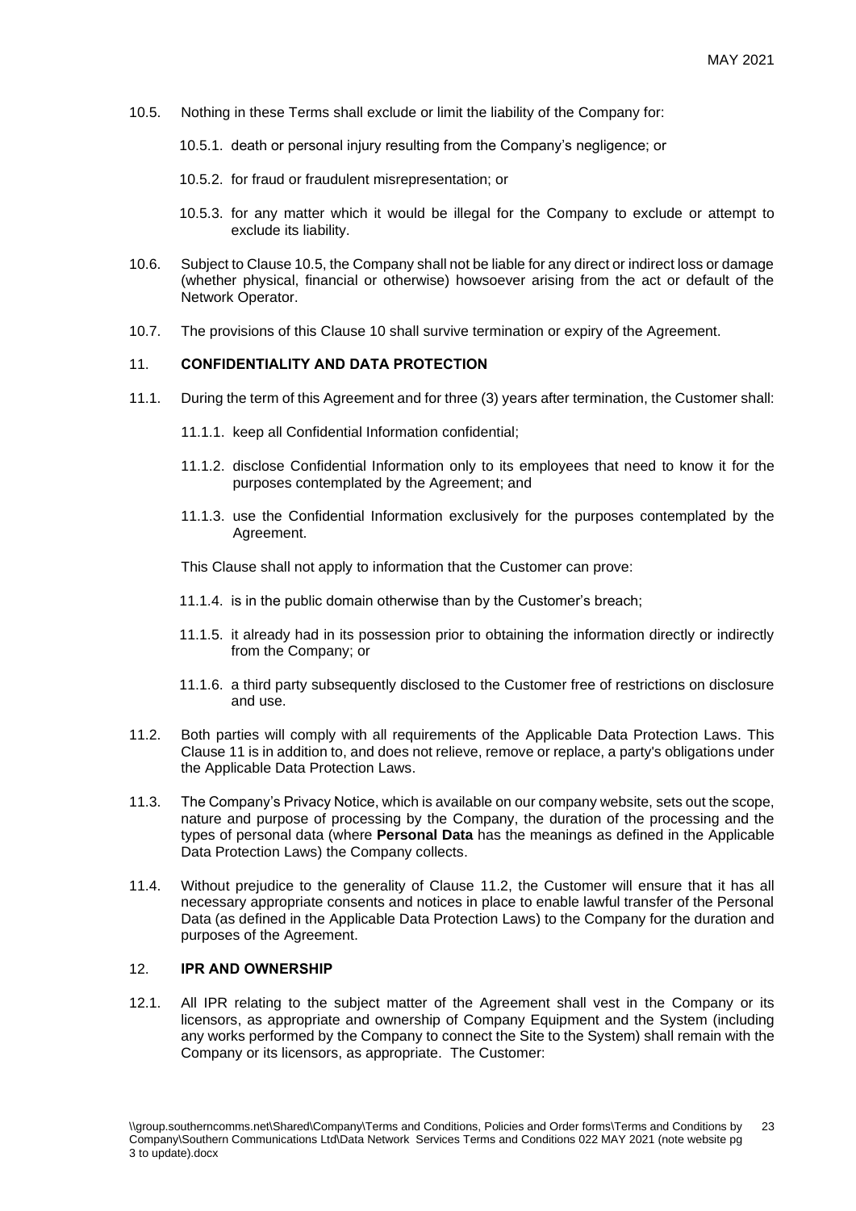10.5. Nothing in these Terms shall exclude or limit the liability of the Company for:

10.5.1. death or personal injury resulting from the Company's negligence; or

10.5.2. for fraud or fraudulent misrepresentation; or

10.5.3. for any matter which it would be illegal for the Company to exclude or attempt to exclude its liability.

10.6. Subject to Clause 10.5, the Company shall not be liable for any direct or indirect loss or damage (whether physical, financial or otherwise) howsoever arising from the act or default of the Network Operator.

10.7. The provisions of this Clause 10 shall survive termination or expiry of the Agreement.

## 11. CONFIDENTIALITY AND DATA PROTECTION

11.1. During the term of this Agreement and for three (3) years after termination, the Customer shall:

11.1.1. keep all Confidential Information confidential;

11.1.2. disclose Confidential Information only to its employees that need to know it for the purposes contemplated by the Agreement; and

11.1.3. use the Confidential Information exclusively for the purposes contemplated by the Agreement.

This Clause shall not apply to information that the Customer can prove:

11.1.4. is in the public domain otherwise than by the Customer's breach;

11.1.5. it already had in its possession prior to obtaining the information directly or indirectly from the Company; or

11.1.6. a third party subsequently disclosed to the Customer free of restrictions on disclosure and use.

11.2. Both parties will comply with all requirements of the Applicable Data Protection Laws. This Clause 11 is in addition to, and does not relieve, remove or replace, a party's obligations under the Applicable Data Protection Laws.

11.3. The Company's Privacy Notice, which is available on our company website, sets out the scope, nature and purpose of processing by the Company, the duration of the processing and the types of personal data (where **Personal Data** has the meanings as defined in the Applicable Data Protection Laws) the Company collects.

11.4. Without prejudice to the generality of Clause 11.2, the Customer will ensure that it has all necessary appropriate consents and notices in place to enable lawful transfer of the Personal Data (as defined in the Applicable Data Protection Laws) to the Company for the duration and purposes of the Agreement.

## 12. IPR AND OWNERSHIP

12.1. All IPR relating to the subject matter of the Agreement shall vest in the Company or its licensors, as appropriate and ownership of Company Equipment and the System (including any works performed by the Company to connect the Site to the System) shall remain with the Company or its licensors, as appropriate. The Customer: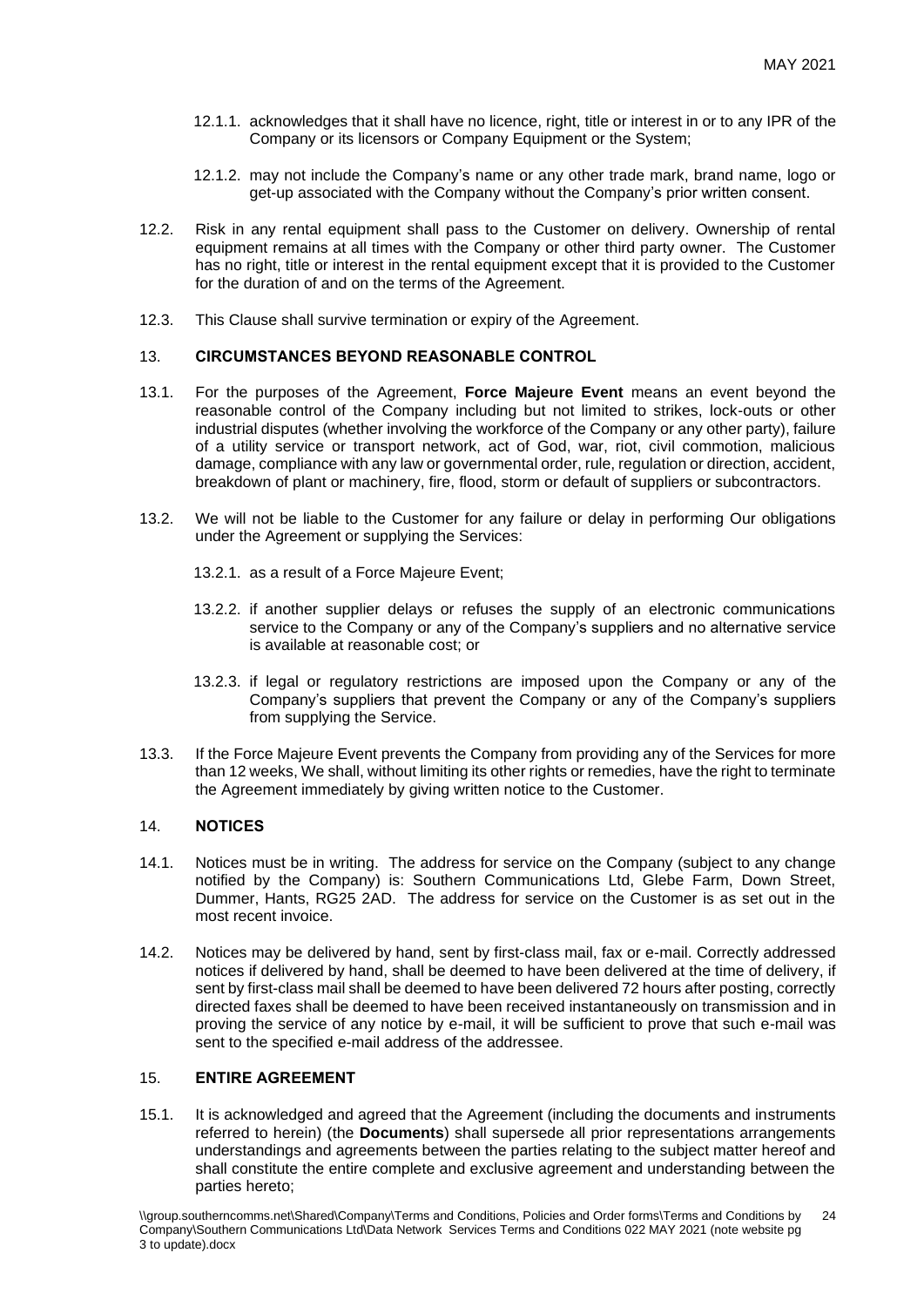12.1.1. acknowledges that it shall have no licence, right, title or interest in or to any IPR of the Company or its licensors or Company Equipment or the System;

12.1.2. may not include the Company's name or any other trade mark, brand name, logo or get-up associated with the Company without the Company's prior written consent.

12.2. Risk in any rental equipment shall pass to the Customer on delivery. Ownership of rental equipment remains at all times with the Company or other third party owner. The Customer has no right, title or interest in the rental equipment except that it is provided to the Customer for the duration of and on the terms of the Agreement.

12.3. This Clause shall survive termination or expiry of the Agreement.

## 13. CIRCUMSTANCES BEYOND REASONABLE CONTROL

13.1. For the purposes of the Agreement, **Force Majeure Event** means an event beyond the reasonable control of the Company including but not limited to strikes, lock-outs or other industrial disputes (whether involving the workforce of the Company or any other party), failure of a utility service or transport network, act of God, war, riot, civil commotion, malicious damage, compliance with any law or governmental order, rule, regulation or direction, accident, breakdown of plant or machinery, fire, flood, storm or default of suppliers or subcontractors.

13.2. We will not be liable to the Customer for any failure or delay in performing Our obligations under the Agreement or supplying the Services:

13.2.1. as a result of a Force Majeure Event;

13.2.2. if another supplier delays or refuses the supply of an electronic communications service to the Company or any of the Company's suppliers and no alternative service is available at reasonable cost; or

13.2.3. if legal or regulatory restrictions are imposed upon the Company or any of the Company's suppliers that prevent the Company or any of the Company's suppliers from supplying the Service.

13.3. If the Force Majeure Event prevents the Company from providing any of the Services for more than 12 weeks, We shall, without limiting its other rights or remedies, have the right to terminate the Agreement immediately by giving written notice to the Customer.

## 14. NOTICES

14.1. Notices must be in writing. The address for service on the Company (subject to any change notified by the Company) is: Southern Communications Ltd, Glebe Farm, Down Street, Dummer, Hants, RG25 2AD. The address for service on the Customer is as set out in the most recent invoice.

14.2. Notices may be delivered by hand, sent by first-class mail, fax or e-mail. Correctly addressed notices if delivered by hand, shall be deemed to have been delivered at the time of delivery, if sent by first-class mail shall be deemed to have been delivered 72 hours after posting, correctly directed faxes shall be deemed to have been received instantaneously on transmission and in proving the service of any notice by e-mail, it will be sufficient to prove that such e-mail was sent to the specified e-mail address of the addressee.

## 15. ENTIRE AGREEMENT

15.1. It is acknowledged and agreed that the Agreement (including the documents and instruments referred to herein) (the **Documents**) shall supersede all prior representations arrangements understandings and agreements between the parties relating to the subject matter hereof and shall constitute the entire complete and exclusive agreement and understanding between the parties hereto;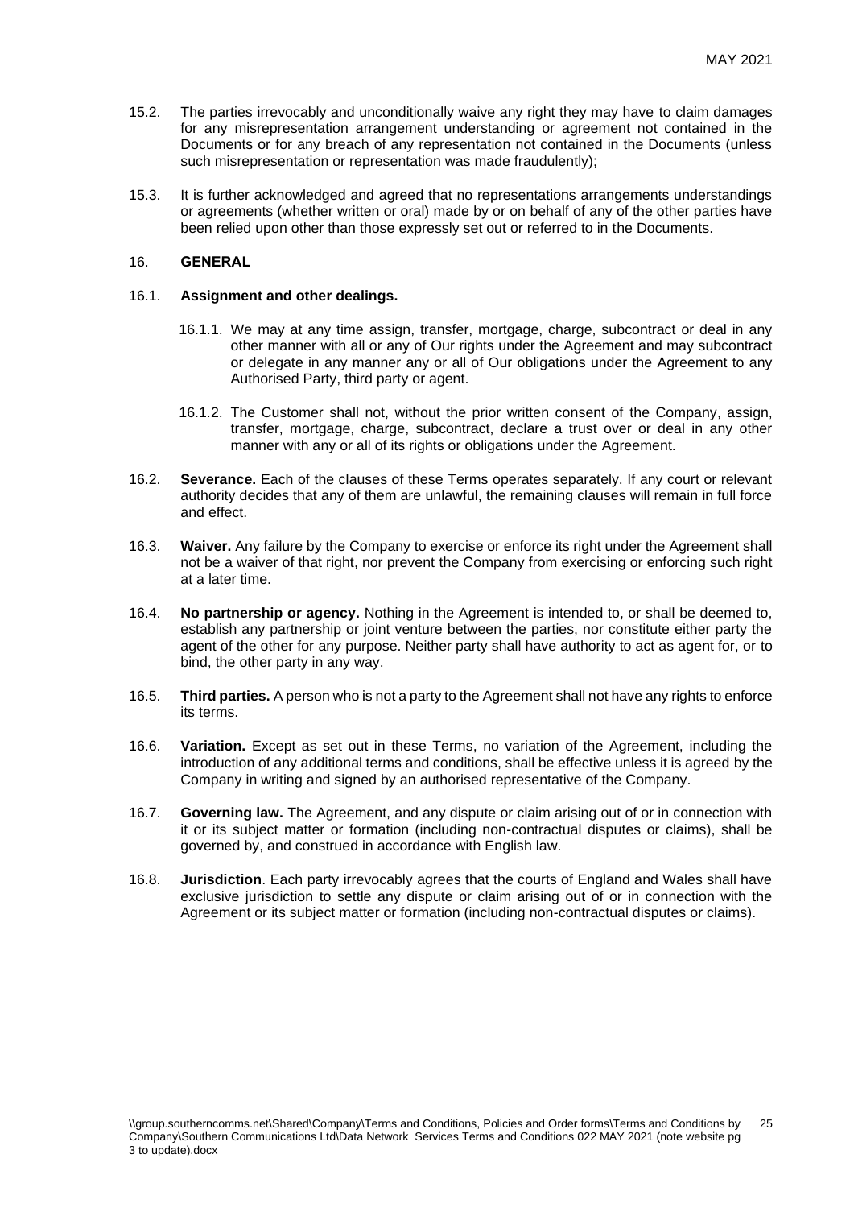15.2. The parties irrevocably and unconditionally waive any right they may have to claim damages for any misrepresentation arrangement understanding or agreement not contained in the Documents or for any breach of any representation not contained in the Documents (unless such misrepresentation or representation was made fraudulently);

15.3. It is further acknowledged and agreed that no representations arrangements understandings or agreements (whether written or oral) made by or on behalf of any of the other parties have been relied upon other than those expressly set out or referred to in the Documents.

## 16. GENERAL

16.1. **Assignment and other dealings.**

16.1.1. We may at any time assign, transfer, mortgage, charge, subcontract or deal in any other manner with all or any of Our rights under the Agreement and may subcontract or delegate in any manner any or all of Our obligations under the Agreement to any Authorised Party, third party or agent.

16.1.2. The Customer shall not, without the prior written consent of the Company, assign, transfer, mortgage, charge, subcontract, declare a trust over or deal in any other manner with any or all of its rights or obligations under the Agreement.

16.2. **Severance.** Each of the clauses of these Terms operates separately. If any court or relevant authority decides that any of them are unlawful, the remaining clauses will remain in full force and effect.

16.3. **Waiver.** Any failure by the Company to exercise or enforce its right under the Agreement shall not be a waiver of that right, nor prevent the Company from exercising or enforcing such right at a later time.

16.4. **No partnership or agency.** Nothing in the Agreement is intended to, or shall be deemed to, establish any partnership or joint venture between the parties, nor constitute either party the agent of the other for any purpose. Neither party shall have authority to act as agent for, or to bind, the other party in any way.

16.5. **Third parties.** A person who is not a party to the Agreement shall not have any rights to enforce its terms.

16.6. **Variation.** Except as set out in these Terms, no variation of the Agreement, including the introduction of any additional terms and conditions, shall be effective unless it is agreed by the Company in writing and signed by an authorised representative of the Company.

16.7. **Governing law.** The Agreement, and any dispute or claim arising out of or in connection with it or its subject matter or formation (including non-contractual disputes or claims), shall be governed by, and construed in accordance with English law.

16.8. **Jurisdiction**. Each party irrevocably agrees that the courts of England and Wales shall have exclusive jurisdiction to settle any dispute or claim arising out of or in connection with the Agreement or its subject matter or formation (including non-contractual disputes or claims).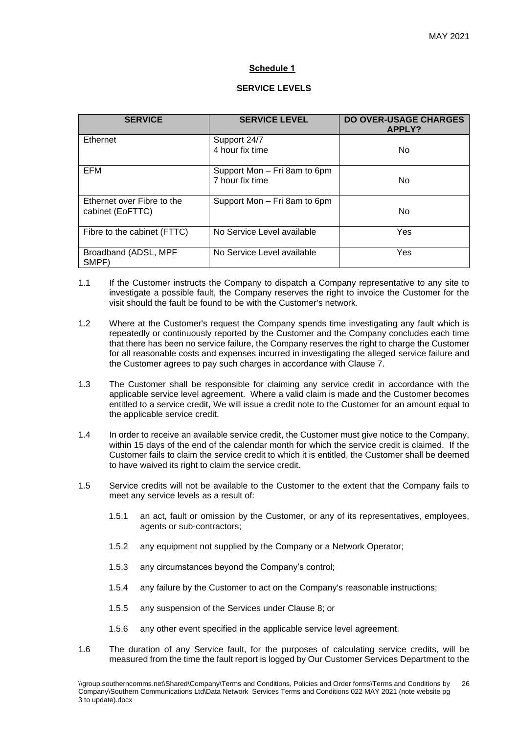**Schedule 1**

**SERVICE LEVELS**

| SERVICE | SERVICE LEVEL | DO OVER-USAGE CHARGES APPLY? |
|---|---|---|
| Ethernet | Support 24/7<br>4 hour fix time | No |
| EFM | Support Mon – Fri 8am to 6pm<br>7 hour fix time | No |
| Ethernet over Fibre to the cabinet (EoFTTC) | Support Mon – Fri 8am to 6pm | No |
| Fibre to the cabinet (FTTC) | No Service Level available | Yes |
| Broadband (ADSL, MPF SMPF) | No Service Level available | Yes |

1.1 If the Customer instructs the Company to dispatch a Company representative to any site to investigate a possible fault, the Company reserves the right to invoice the Customer for the visit should the fault be found to be with the Customer's network.

1.2 Where at the Customer's request the Company spends time investigating any fault which is repeatedly or continuously reported by the Customer and the Company concludes each time that there has been no service failure, the Company reserves the right to charge the Customer for all reasonable costs and expenses incurred in investigating the alleged service failure and the Customer agrees to pay such charges in accordance with Clause 7.

1.3 The Customer shall be responsible for claiming any service credit in accordance with the applicable service level agreement. Where a valid claim is made and the Customer becomes entitled to a service credit, We will issue a credit note to the Customer for an amount equal to the applicable service credit.

1.4 In order to receive an available service credit, the Customer must give notice to the Company, within 15 days of the end of the calendar month for which the service credit is claimed. If the Customer fails to claim the service credit to which it is entitled, the Customer shall be deemed to have waived its right to claim the service credit.

1.5 Service credits will not be available to the Customer to the extent that the Company fails to meet any service levels as a result of:

1.5.1 an act, fault or omission by the Customer, or any of its representatives, employees, agents or sub-contractors;

1.5.2 any equipment not supplied by the Company or a Network Operator;

1.5.3 any circumstances beyond the Company's control;

1.5.4 any failure by the Customer to act on the Company's reasonable instructions;

1.5.5 any suspension of the Services under Clause 8; or

1.5.6 any other event specified in the applicable service level agreement.

1.6 The duration of any Service fault, for the purposes of calculating service credits, will be measured from the time the fault report is logged by Our Customer Services Department to the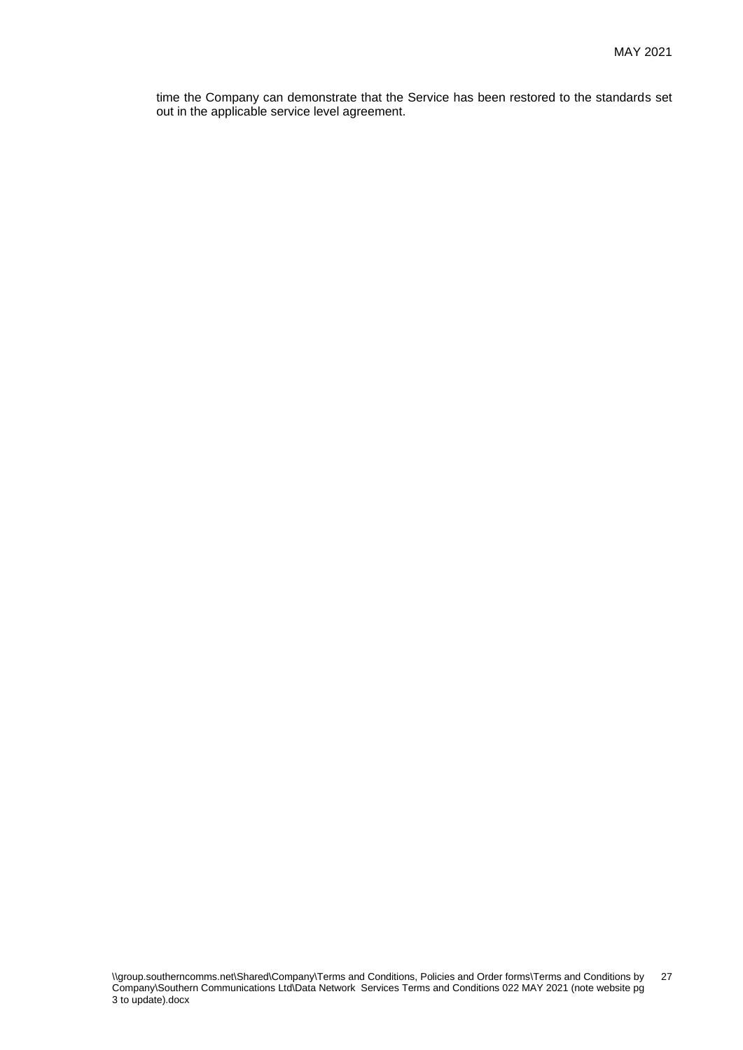time the Company can demonstrate that the Service has been restored to the standards set out in the applicable service level agreement.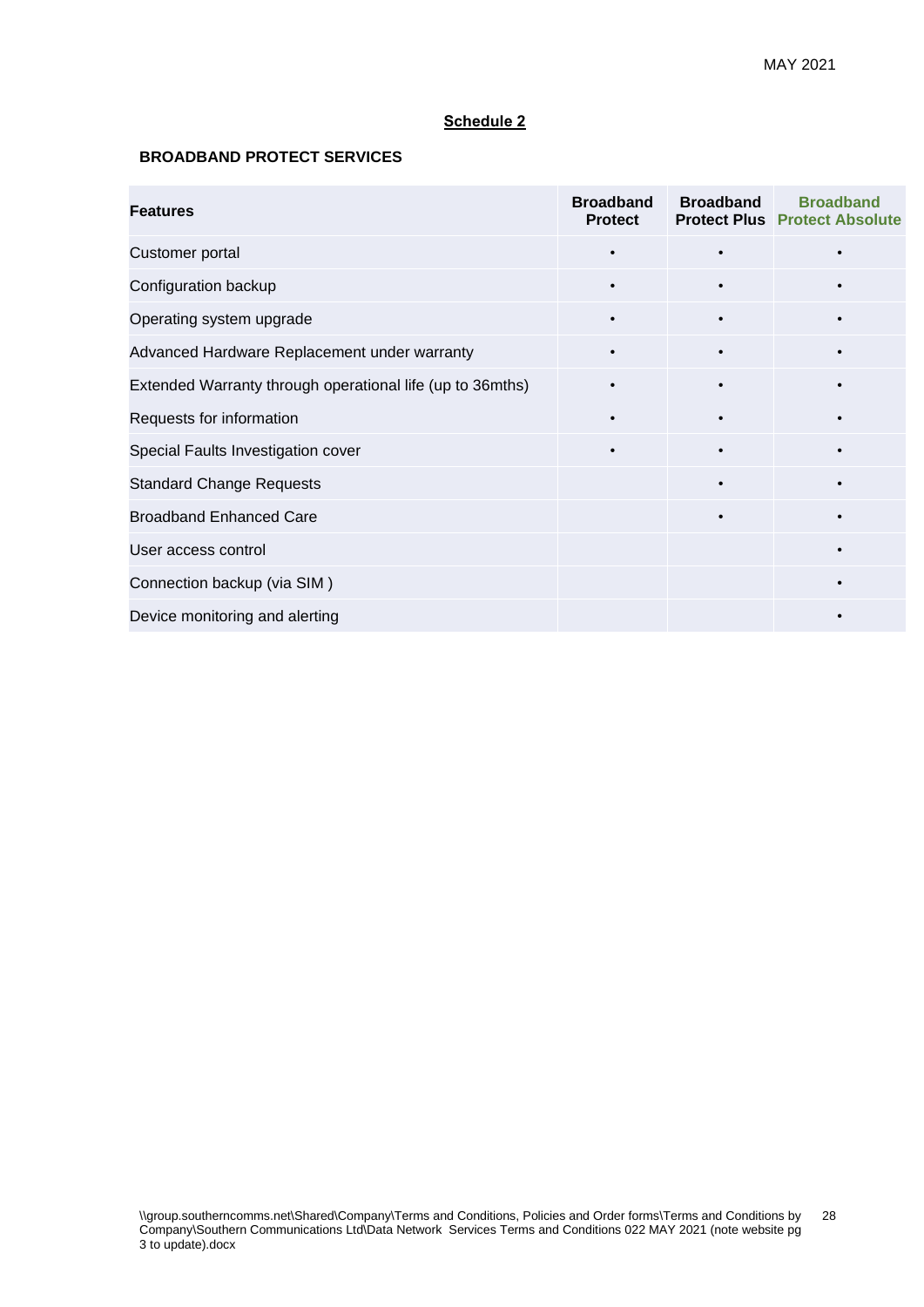MAY 2021

## Schedule 2

**BROADBAND PROTECT SERVICES**

| Features | Broadband Protect | Broadband Protect Plus | Broadband Protect Absolute |
|---|---|---|---|
| Customer portal | • | • | • |
| Configuration backup | • | • | • |
| Operating system upgrade | • | • | • |
| Advanced Hardware Replacement under warranty | • | • | • |
| Extended Warranty through operational life (up to 36mths) | • | • | • |
| Requests for information | • | • | • |
| Special Faults Investigation cover | • | • | • |
| Standard Change Requests | | • | • |
| Broadband Enhanced Care | | • | • |
| User access control | | | • |
| Connection backup (via SIM ) | | | • |
| Device monitoring and alerting | | | • |

\\group.southerncomms.net\Shared\Company\Terms and Conditions, Policies and Order forms\Terms and Conditions by Company\Southern Communications Ltd\Data Network Services Terms and Conditions 022 MAY 2021 (note website pg 3 to update).docx